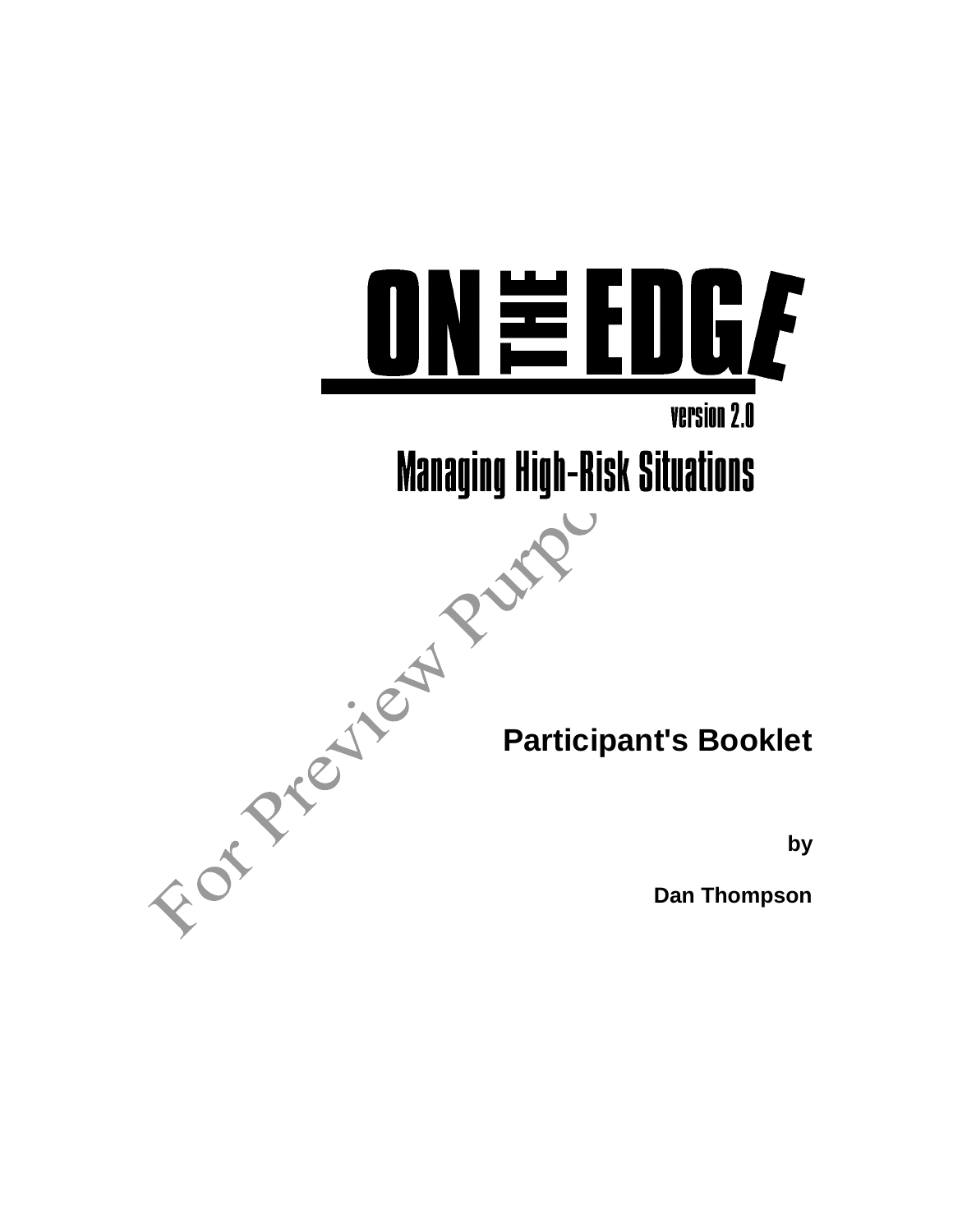# ON THE EDGE

version 2.0

## Managing High-Risk Situations

**Participant's Booklet**

**by**

**Dan Thompson**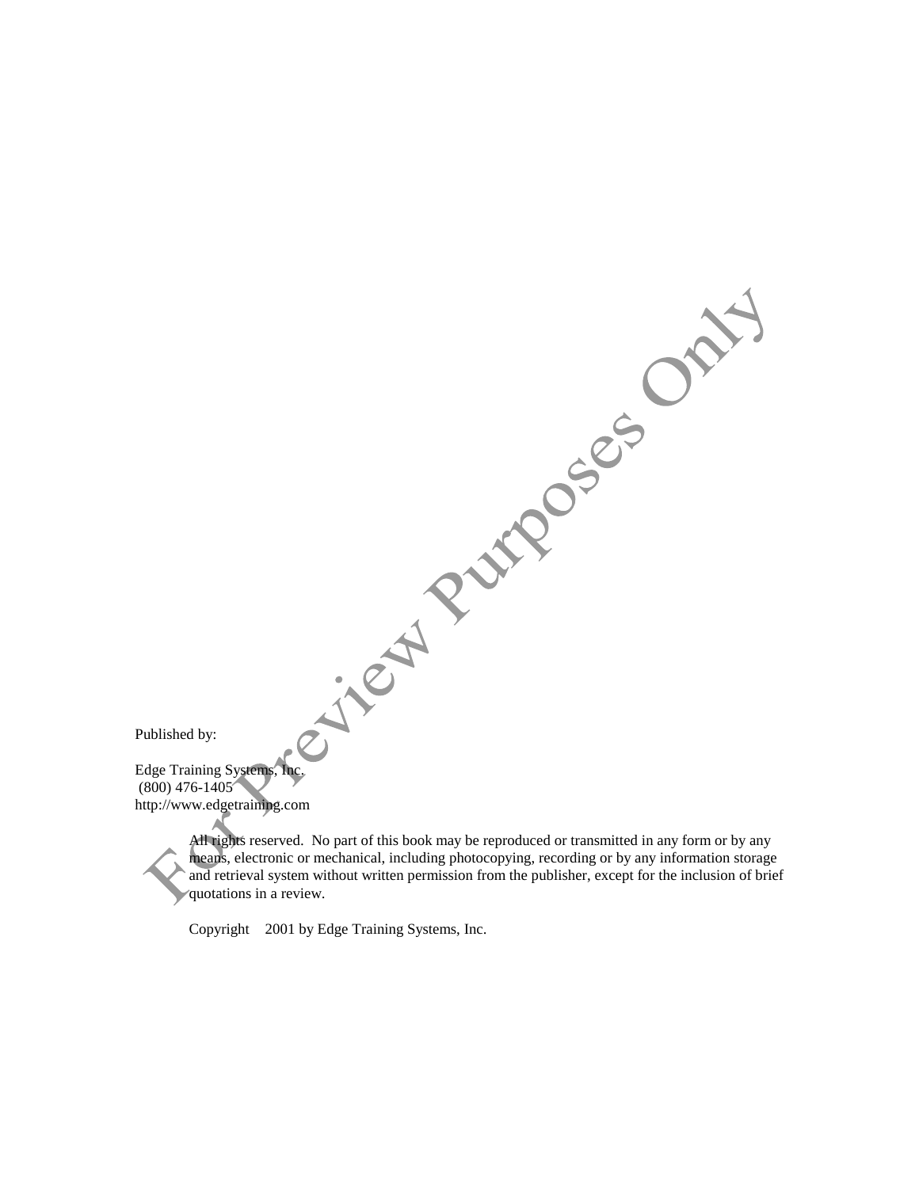Published by:

Edge Training Systems, Inc.
(800) 476-1405
http://www.edgetraining.com

All rights reserved. No part of this book may be reproduced or transmitted in any form or by any means, electronic or mechanical, including photocopying, recording or by any information storage and retrieval system without written permission from the publisher, except for the inclusion of brief quotations in a review.

Copyright 2001 by Edge Training Systems, Inc.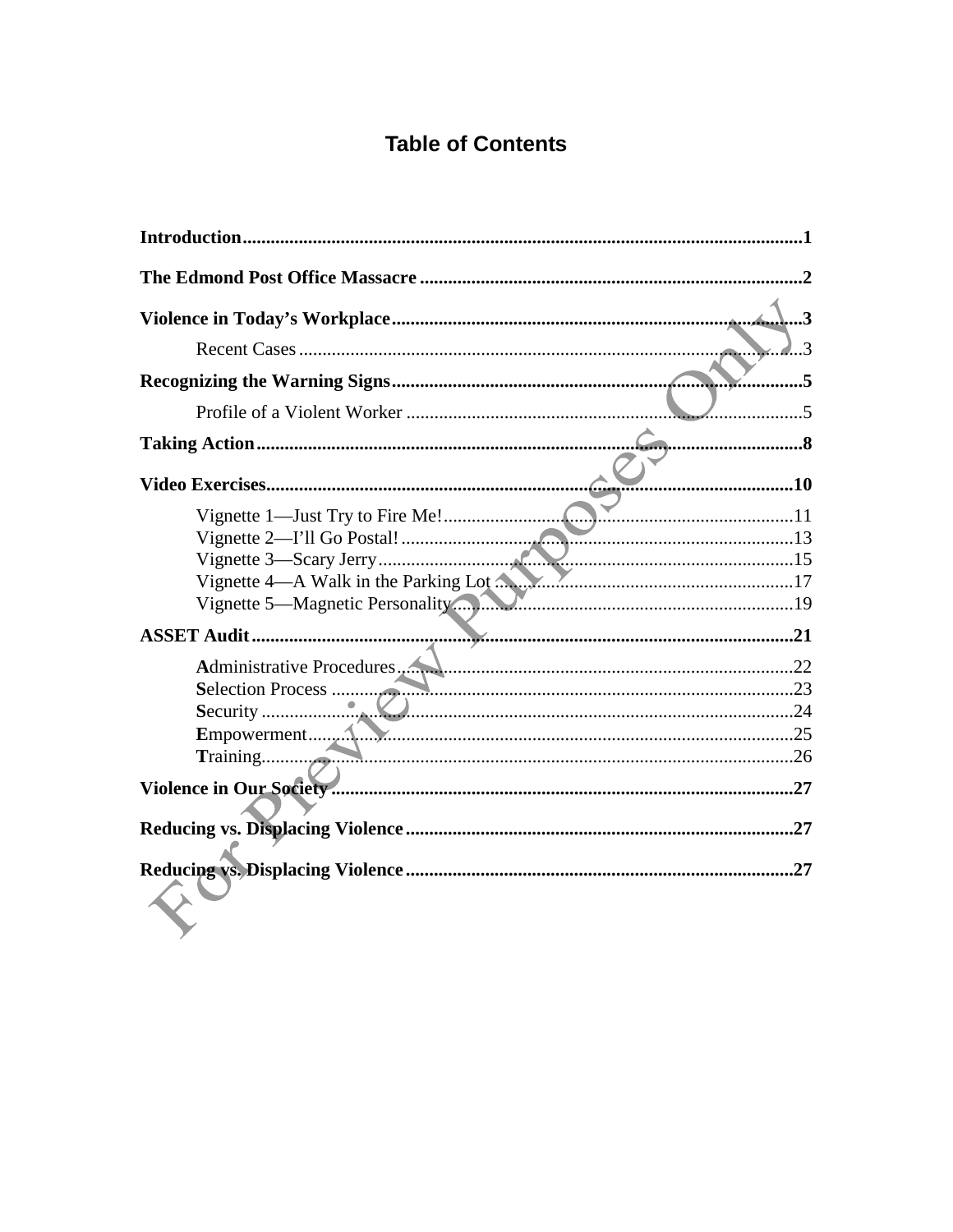# Table of Contents

**Introduction** ..................................................... **1**

**The Edmond Post Office Massacre** ..................................................... **2**

**Violence in Today's Workplace** ..................................................... **3**

- Recent Cases ..................................................... 3

**Recognizing the Warning Signs** ..................................................... **5**

- Profile of a Violent Worker ..................................................... 5

**Taking Action** ..................................................... **8**

**Video Exercises** ..................................................... **10**

- Vignette 1—Just Try to Fire Me! ..................................................... 11
- Vignette 2—I'll Go Postal! ..................................................... 13
- Vignette 3—Scary Jerry ..................................................... 15
- Vignette 4—A Walk in the Parking Lot ..................................................... 17
- Vignette 5—Magnetic Personality ..................................................... 19

**ASSET Audit** ..................................................... **21**

- **A**dministrative Procedures ..................................................... 22
- **S**election Process ..................................................... 23
- **S**ecurity ..................................................... 24
- **E**mpowerment ..................................................... 25
- **T**raining ..................................................... 26

**Violence in Our Society** ..................................................... **27**

**Reducing vs. Displacing Violence** ..................................................... **27**

**Reducing vs. Displacing Violence** ..................................................... **27**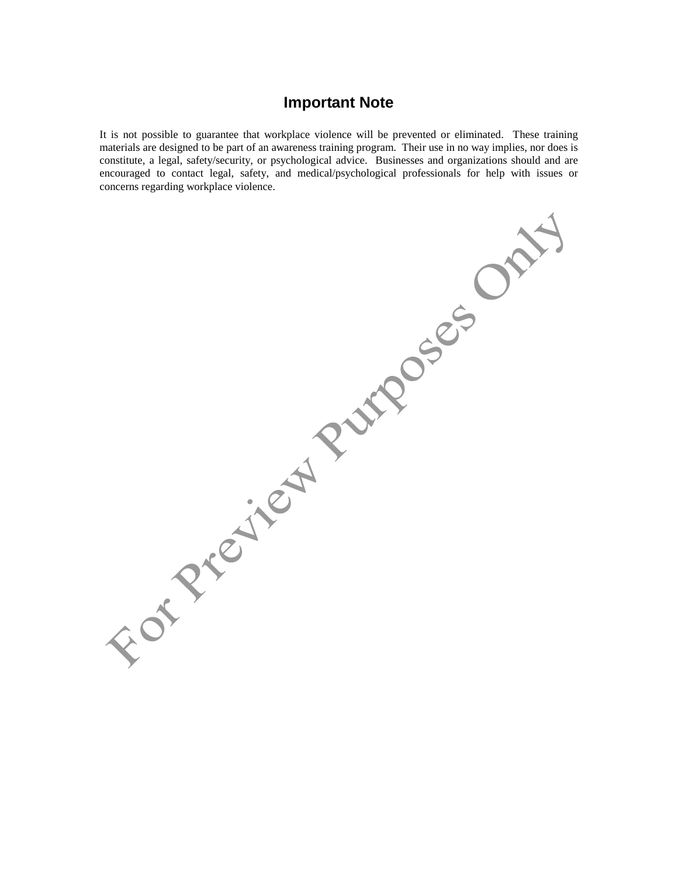# Important Note

It is not possible to guarantee that workplace violence will be prevented or eliminated. These training materials are designed to be part of an awareness training program. Their use in no way implies, nor does is constitute, a legal, safety/security, or psychological advice. Businesses and organizations should and are encouraged to contact legal, safety, and medical/psychological professionals for help with issues or concerns regarding workplace violence.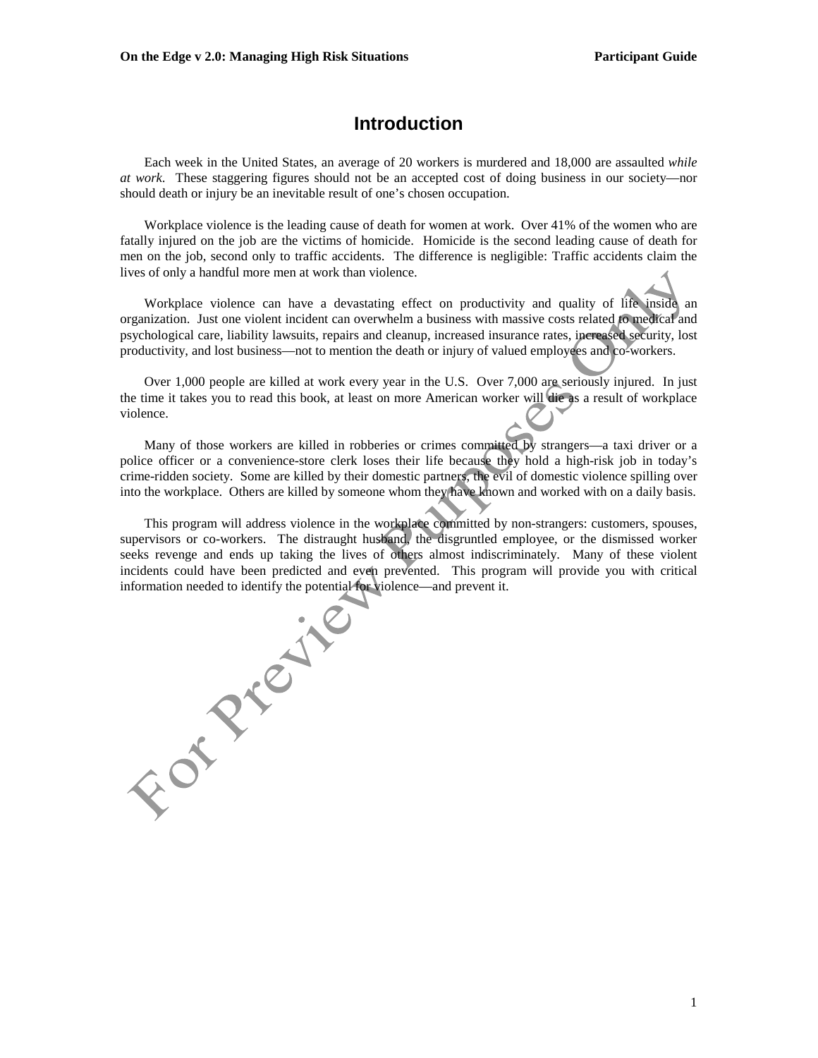# Introduction

Each week in the United States, an average of 20 workers is murdered and 18,000 are assaulted *while at work*. These staggering figures should not be an accepted cost of doing business in our society—nor should death or injury be an inevitable result of one's chosen occupation.

Workplace violence is the leading cause of death for women at work. Over 41% of the women who are fatally injured on the job are the victims of homicide. Homicide is the second leading cause of death for men on the job, second only to traffic accidents. The difference is negligible: Traffic accidents claim the lives of only a handful more men at work than violence.

Workplace violence can have a devastating effect on productivity and quality of life inside an organization. Just one violent incident can overwhelm a business with massive costs related to medical and psychological care, liability lawsuits, repairs and cleanup, increased insurance rates, increased security, lost productivity, and lost business—not to mention the death or injury of valued employees and co-workers.

Over 1,000 people are killed at work every year in the U.S. Over 7,000 are seriously injured. In just the time it takes you to read this book, at least on more American worker will die as a result of workplace violence.

Many of those workers are killed in robberies or crimes committed by strangers—a taxi driver or a police officer or a convenience-store clerk loses their life because they hold a high-risk job in today's crime-ridden society. Some are killed by their domestic partners, the evil of domestic violence spilling over into the workplace. Others are killed by someone whom they have known and worked with on a daily basis.

This program will address violence in the workplace committed by non-strangers: customers, spouses, supervisors or co-workers. The distraught husband, the disgruntled employee, or the dismissed worker seeks revenge and ends up taking the lives of others almost indiscriminately. Many of these violent incidents could have been predicted and even prevented. This program will provide you with critical information needed to identify the potential for violence—and prevent it.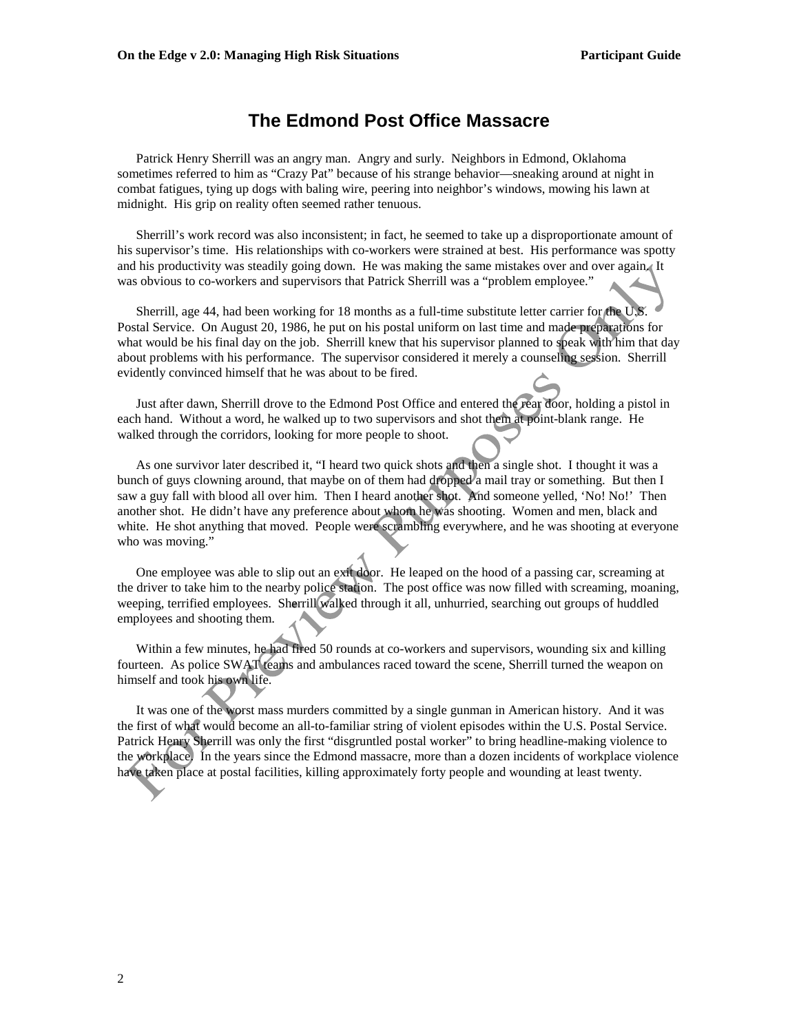# The Edmond Post Office Massacre

Patrick Henry Sherrill was an angry man. Angry and surly. Neighbors in Edmond, Oklahoma sometimes referred to him as "Crazy Pat" because of his strange behavior—sneaking around at night in combat fatigues, tying up dogs with baling wire, peering into neighbor's windows, mowing his lawn at midnight. His grip on reality often seemed rather tenuous.

Sherrill's work record was also inconsistent; in fact, he seemed to take up a disproportionate amount of his supervisor's time. His relationships with co-workers were strained at best. His performance was spotty and his productivity was steadily going down. He was making the same mistakes over and over again. It was obvious to co-workers and supervisors that Patrick Sherrill was a "problem employee."

Sherrill, age 44, had been working for 18 months as a full-time substitute letter carrier for the U.S. Postal Service. On August 20, 1986, he put on his postal uniform on last time and made preparations for what would be his final day on the job. Sherrill knew that his supervisor planned to speak with him that day about problems with his performance. The supervisor considered it merely a counseling session. Sherrill evidently convinced himself that he was about to be fired.

Just after dawn, Sherrill drove to the Edmond Post Office and entered the rear door, holding a pistol in each hand. Without a word, he walked up to two supervisors and shot them at point-blank range. He walked through the corridors, looking for more people to shoot.

As one survivor later described it, "I heard two quick shots and then a single shot. I thought it was a bunch of guys clowning around, that maybe on of them had dropped a mail tray or something. But then I saw a guy fall with blood all over him. Then I heard another shot. And someone yelled, 'No! No!' Then another shot. He didn't have any preference about whom he was shooting. Women and men, black and white. He shot anything that moved. People were scrambling everywhere, and he was shooting at everyone who was moving."

One employee was able to slip out an exit door. He leaped on the hood of a passing car, screaming at the driver to take him to the nearby police station. The post office was now filled with screaming, moaning, weeping, terrified employees. Sherrill walked through it all, unhurried, searching out groups of huddled employees and shooting them.

Within a few minutes, he had fired 50 rounds at co-workers and supervisors, wounding six and killing fourteen. As police SWAT teams and ambulances raced toward the scene, Sherrill turned the weapon on himself and took his own life.

It was one of the worst mass murders committed by a single gunman in American history. And it was the first of what would become an all-to-familiar string of violent episodes within the U.S. Postal Service. Patrick Henry Sherrill was only the first "disgruntled postal worker" to bring headline-making violence to the workplace. In the years since the Edmond massacre, more than a dozen incidents of workplace violence have taken place at postal facilities, killing approximately forty people and wounding at least twenty.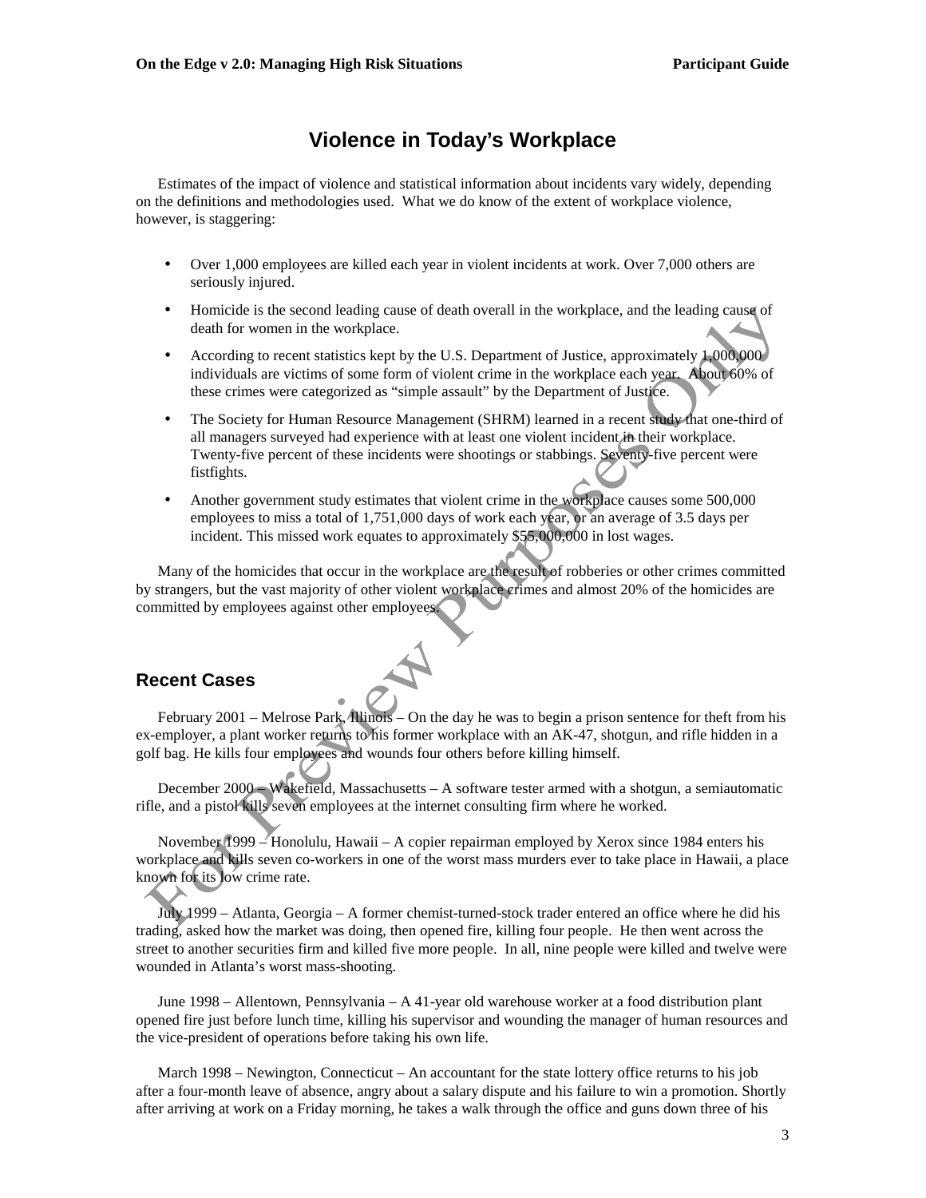# Violence in Today's Workplace

Estimates of the impact of violence and statistical information about incidents vary widely, depending on the definitions and methodologies used. What we do know of the extent of workplace violence, however, is staggering:

- Over 1,000 employees are killed each year in violent incidents at work. Over 7,000 others are seriously injured.
- Homicide is the second leading cause of death overall in the workplace, and the leading cause of death for women in the workplace.
- According to recent statistics kept by the U.S. Department of Justice, approximately 1,000,000 individuals are victims of some form of violent crime in the workplace each year. About 60% of these crimes were categorized as "simple assault" by the Department of Justice.
- The Society for Human Resource Management (SHRM) learned in a recent study that one-third of all managers surveyed had experience with at least one violent incident in their workplace. Twenty-five percent of these incidents were shootings or stabbings. Seventy-five percent were fistfights.
- Another government study estimates that violent crime in the workplace causes some 500,000 employees to miss a total of 1,751,000 days of work each year, or an average of 3.5 days per incident. This missed work equates to approximately $55,000,000 in lost wages.

Many of the homicides that occur in the workplace are the result of robberies or other crimes committed by strangers, but the vast majority of other violent workplace crimes and almost 20% of the homicides are committed by employees against other employees.

## Recent Cases

February 2001 – Melrose Park, Illinois – On the day he was to begin a prison sentence for theft from his ex-employer, a plant worker returns to his former workplace with an AK-47, shotgun, and rifle hidden in a golf bag. He kills four employees and wounds four others before killing himself.

December 2000 – Wakefield, Massachusetts – A software tester armed with a shotgun, a semiautomatic rifle, and a pistol kills seven employees at the internet consulting firm where he worked.

November 1999 – Honolulu, Hawaii – A copier repairman employed by Xerox since 1984 enters his workplace and kills seven co-workers in one of the worst mass murders ever to take place in Hawaii, a place known for its low crime rate.

July 1999 – Atlanta, Georgia – A former chemist-turned-stock trader entered an office where he did his trading, asked how the market was doing, then opened fire, killing four people. He then went across the street to another securities firm and killed five more people. In all, nine people were killed and twelve were wounded in Atlanta's worst mass-shooting.

June 1998 – Allentown, Pennsylvania – A 41-year old warehouse worker at a food distribution plant opened fire just before lunch time, killing his supervisor and wounding the manager of human resources and the vice-president of operations before taking his own life.

March 1998 – Newington, Connecticut – An accountant for the state lottery office returns to his job after a four-month leave of absence, angry about a salary dispute and his failure to win a promotion. Shortly after arriving at work on a Friday morning, he takes a walk through the office and guns down three of his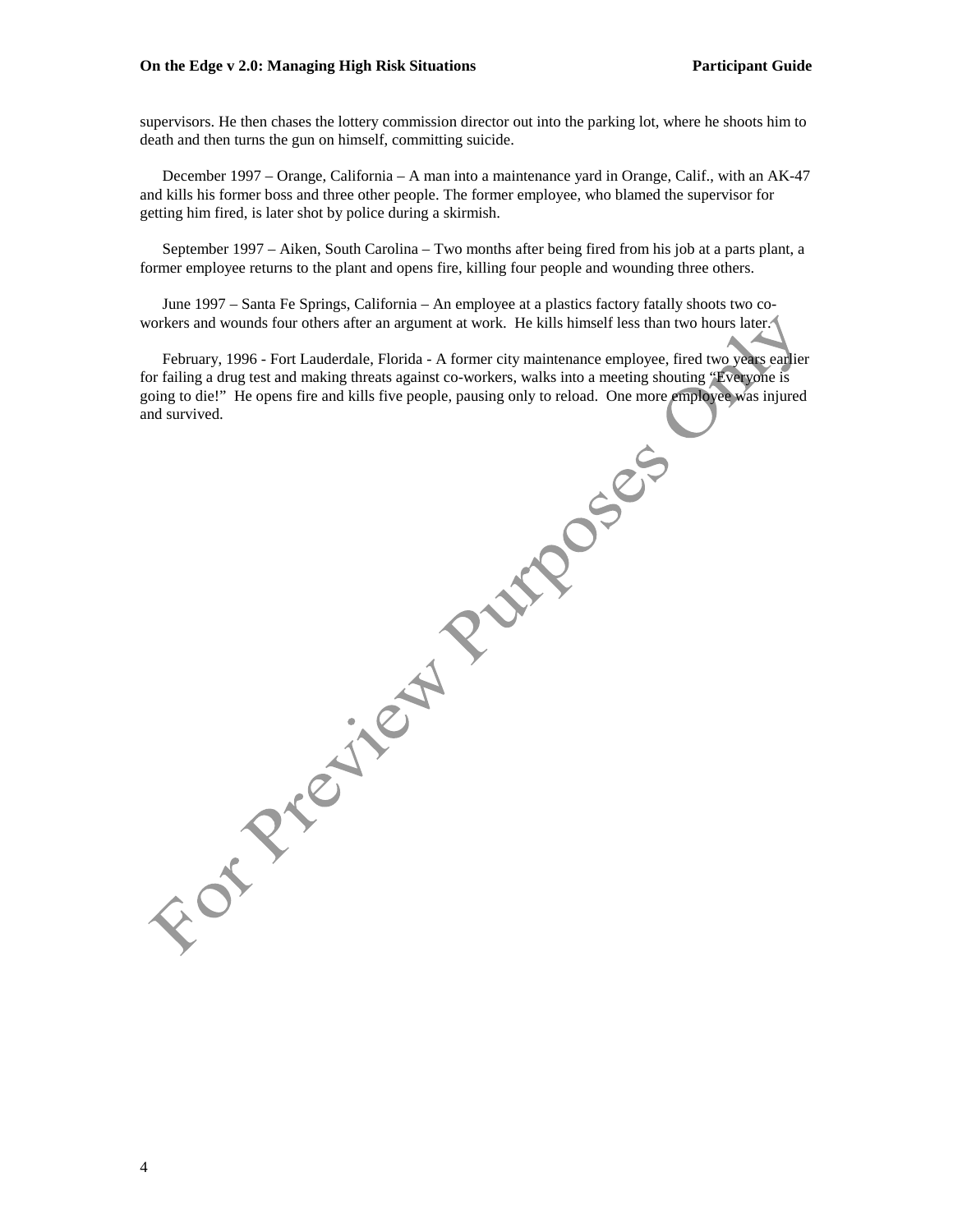supervisors. He then chases the lottery commission director out into the parking lot, where he shoots him to death and then turns the gun on himself, committing suicide.

December 1997 – Orange, California – A man into a maintenance yard in Orange, Calif., with an AK-47 and kills his former boss and three other people. The former employee, who blamed the supervisor for getting him fired, is later shot by police during a skirmish.

September 1997 – Aiken, South Carolina – Two months after being fired from his job at a parts plant, a former employee returns to the plant and opens fire, killing four people and wounding three others.

June 1997 – Santa Fe Springs, California – An employee at a plastics factory fatally shoots two co-workers and wounds four others after an argument at work. He kills himself less than two hours later.

February, 1996 - Fort Lauderdale, Florida - A former city maintenance employee, fired two years earlier for failing a drug test and making threats against co-workers, walks into a meeting shouting "Everyone is going to die!" He opens fire and kills five people, pausing only to reload. One more employee was injured and survived.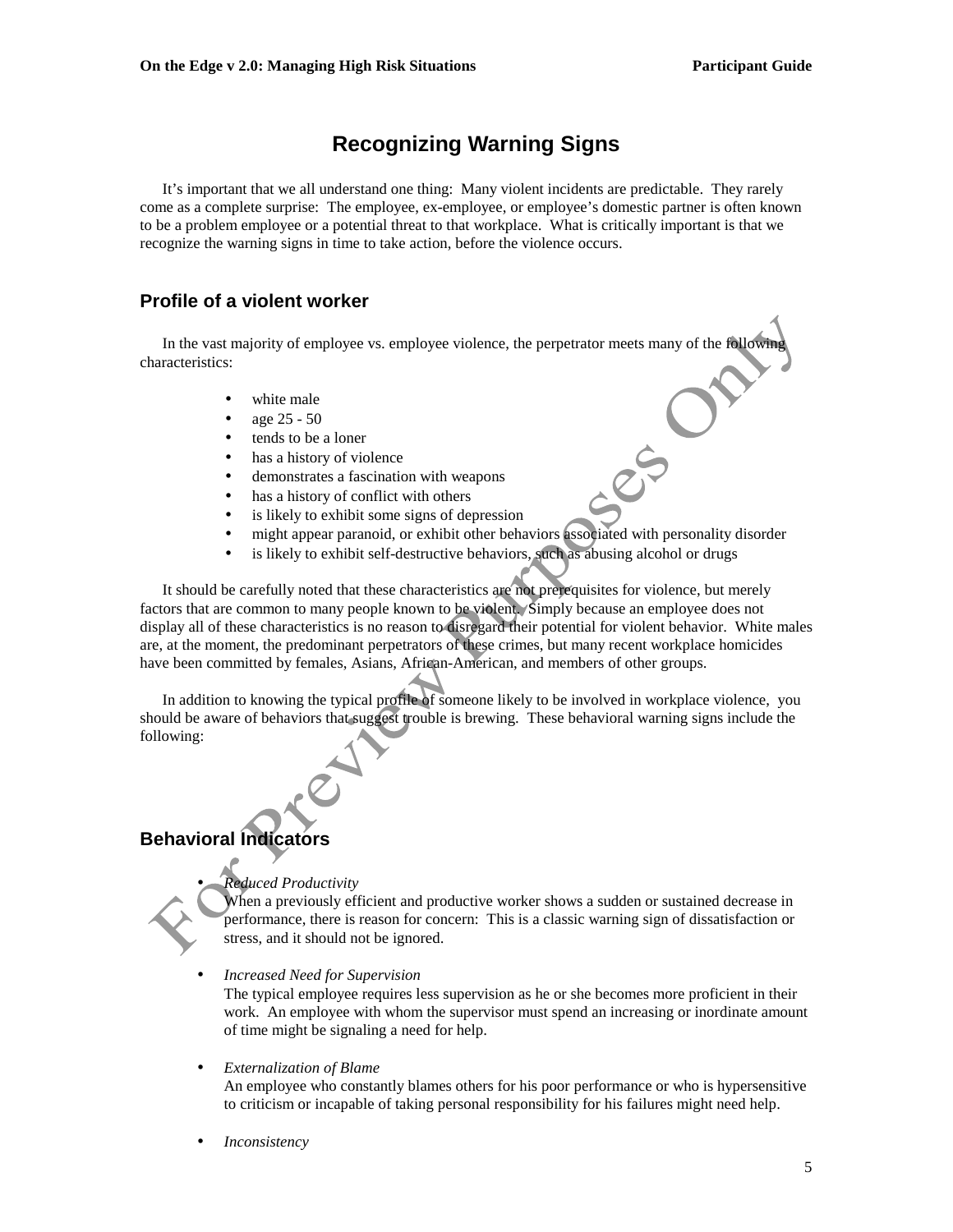# Recognizing Warning Signs

It's important that we all understand one thing: Many violent incidents are predictable. They rarely come as a complete surprise: The employee, ex-employee, or employee's domestic partner is often known to be a problem employee or a potential threat to that workplace. What is critically important is that we recognize the warning signs in time to take action, before the violence occurs.

## Profile of a violent worker

In the vast majority of employee vs. employee violence, the perpetrator meets many of the following characteristics:

- white male
- age 25 - 50
- tends to be a loner
- has a history of violence
- demonstrates a fascination with weapons
- has a history of conflict with others
- is likely to exhibit some signs of depression
- might appear paranoid, or exhibit other behaviors associated with personality disorder
- is likely to exhibit self-destructive behaviors, such as abusing alcohol or drugs

It should be carefully noted that these characteristics are not prerequisites for violence, but merely factors that are common to many people known to be violent. Simply because an employee does not display all of these characteristics is no reason to disregard their potential for violent behavior. White males are, at the moment, the predominant perpetrators of these crimes, but many recent workplace homicides have been committed by females, Asians, African-American, and members of other groups.

In addition to knowing the typical profile of someone likely to be involved in workplace violence, you should be aware of behaviors that suggest trouble is brewing. These behavioral warning signs include the following:

## Behavioral Indicators

- *Reduced Productivity*
  When a previously efficient and productive worker shows a sudden or sustained decrease in performance, there is reason for concern: This is a classic warning sign of dissatisfaction or stress, and it should not be ignored.

- *Increased Need for Supervision*
  The typical employee requires less supervision as he or she becomes more proficient in their work. An employee with whom the supervisor must spend an increasing or inordinate amount of time might be signaling a need for help.

- *Externalization of Blame*
  An employee who constantly blames others for his poor performance or who is hypersensitive to criticism or incapable of taking personal responsibility for his failures might need help.

- *Inconsistency*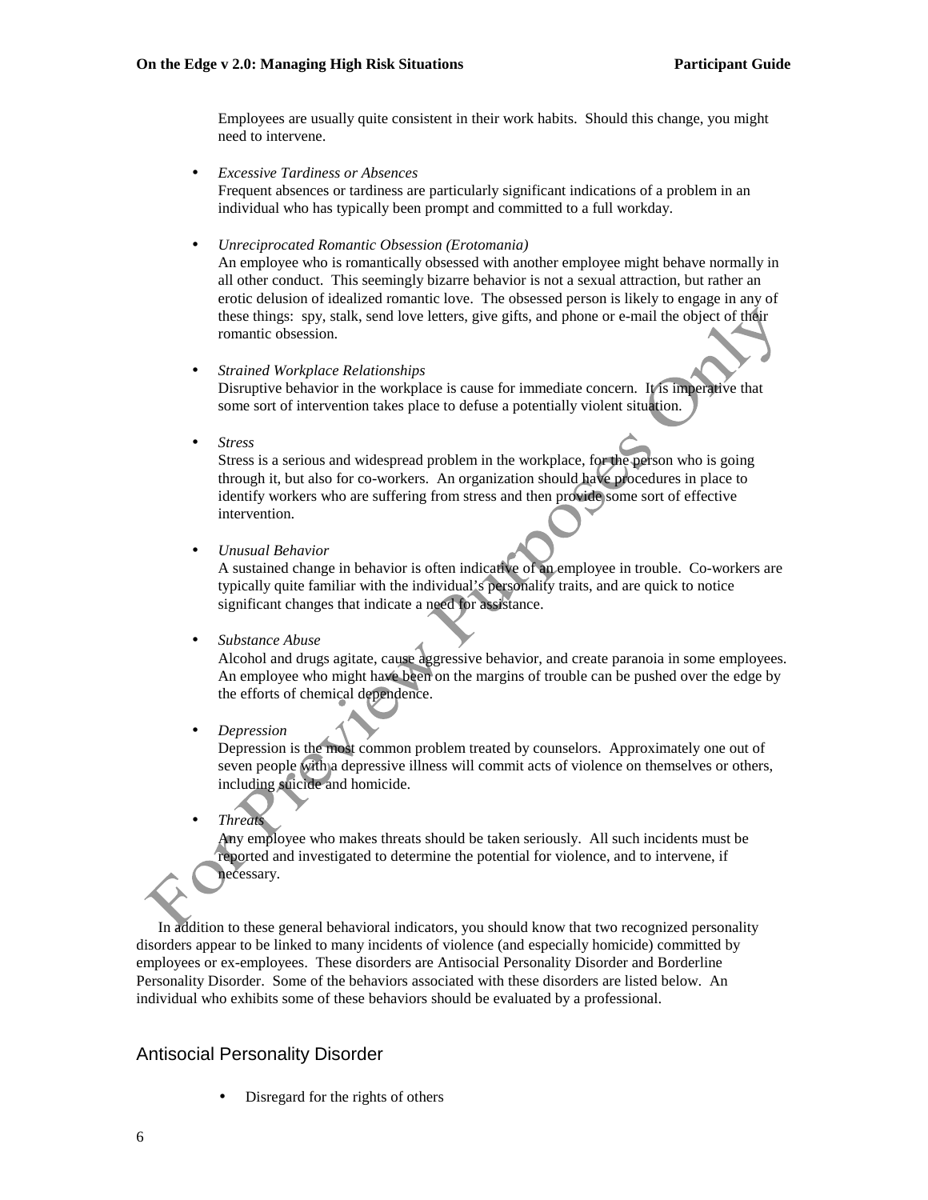Employees are usually quite consistent in their work habits. Should this change, you might need to intervene.

- *Excessive Tardiness or Absences*
  Frequent absences or tardiness are particularly significant indications of a problem in an individual who has typically been prompt and committed to a full workday.

- *Unreciprocated Romantic Obsession (Erotomania)*
  An employee who is romantically obsessed with another employee might behave normally in all other conduct. This seemingly bizarre behavior is not a sexual attraction, but rather an erotic delusion of idealized romantic love. The obsessed person is likely to engage in any of these things: spy, stalk, send love letters, give gifts, and phone or e-mail the object of their romantic obsession.

- *Strained Workplace Relationships*
  Disruptive behavior in the workplace is cause for immediate concern. It is imperative that some sort of intervention takes place to defuse a potentially violent situation.

- *Stress*
  Stress is a serious and widespread problem in the workplace, for the person who is going through it, but also for co-workers. An organization should have procedures in place to identify workers who are suffering from stress and then provide some sort of effective intervention.

- *Unusual Behavior*
  A sustained change in behavior is often indicative of an employee in trouble. Co-workers are typically quite familiar with the individual's personality traits, and are quick to notice significant changes that indicate a need for assistance.

- *Substance Abuse*
  Alcohol and drugs agitate, cause aggressive behavior, and create paranoia in some employees. An employee who might have been on the margins of trouble can be pushed over the edge by the efforts of chemical dependence.

- *Depression*
  Depression is the most common problem treated by counselors. Approximately one out of seven people with a depressive illness will commit acts of violence on themselves or others, including suicide and homicide.

- *Threats*
  Any employee who makes threats should be taken seriously. All such incidents must be reported and investigated to determine the potential for violence, and to intervene, if necessary.

In addition to these general behavioral indicators, you should know that two recognized personality disorders appear to be linked to many incidents of violence (and especially homicide) committed by employees or ex-employees. These disorders are Antisocial Personality Disorder and Borderline Personality Disorder. Some of the behaviors associated with these disorders are listed below. An individual who exhibits some of these behaviors should be evaluated by a professional.

## Antisocial Personality Disorder

- Disregard for the rights of others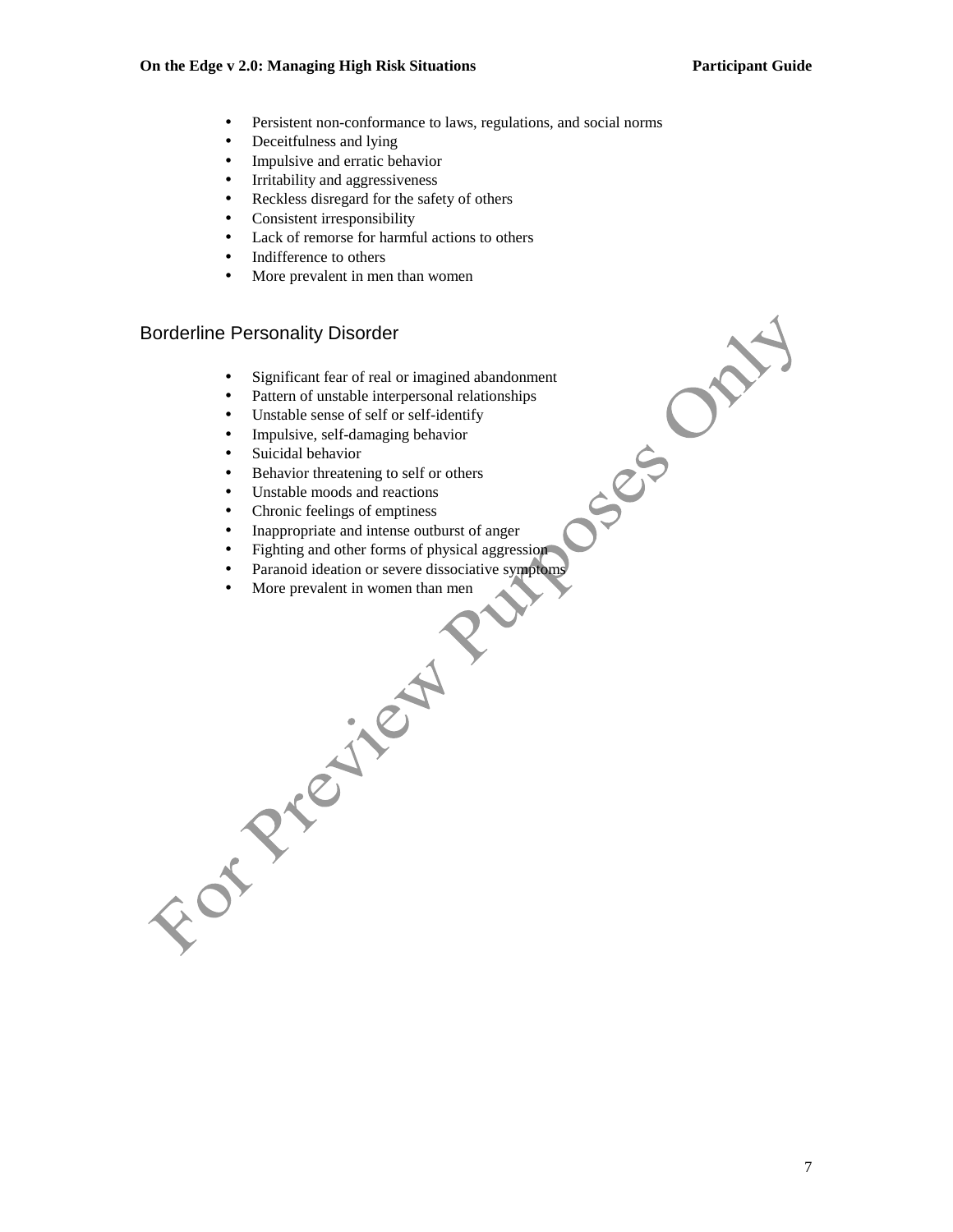- Persistent non-conformance to laws, regulations, and social norms
- Deceitfulness and lying
- Impulsive and erratic behavior
- Irritability and aggressiveness
- Reckless disregard for the safety of others
- Consistent irresponsibility
- Lack of remorse for harmful actions to others
- Indifference to others
- More prevalent in men than women

## Borderline Personality Disorder

- Significant fear of real or imagined abandonment
- Pattern of unstable interpersonal relationships
- Unstable sense of self or self-identify
- Impulsive, self-damaging behavior
- Suicidal behavior
- Behavior threatening to self or others
- Unstable moods and reactions
- Chronic feelings of emptiness
- Inappropriate and intense outburst of anger
- Fighting and other forms of physical aggression
- Paranoid ideation or severe dissociative symptoms
- More prevalent in women than men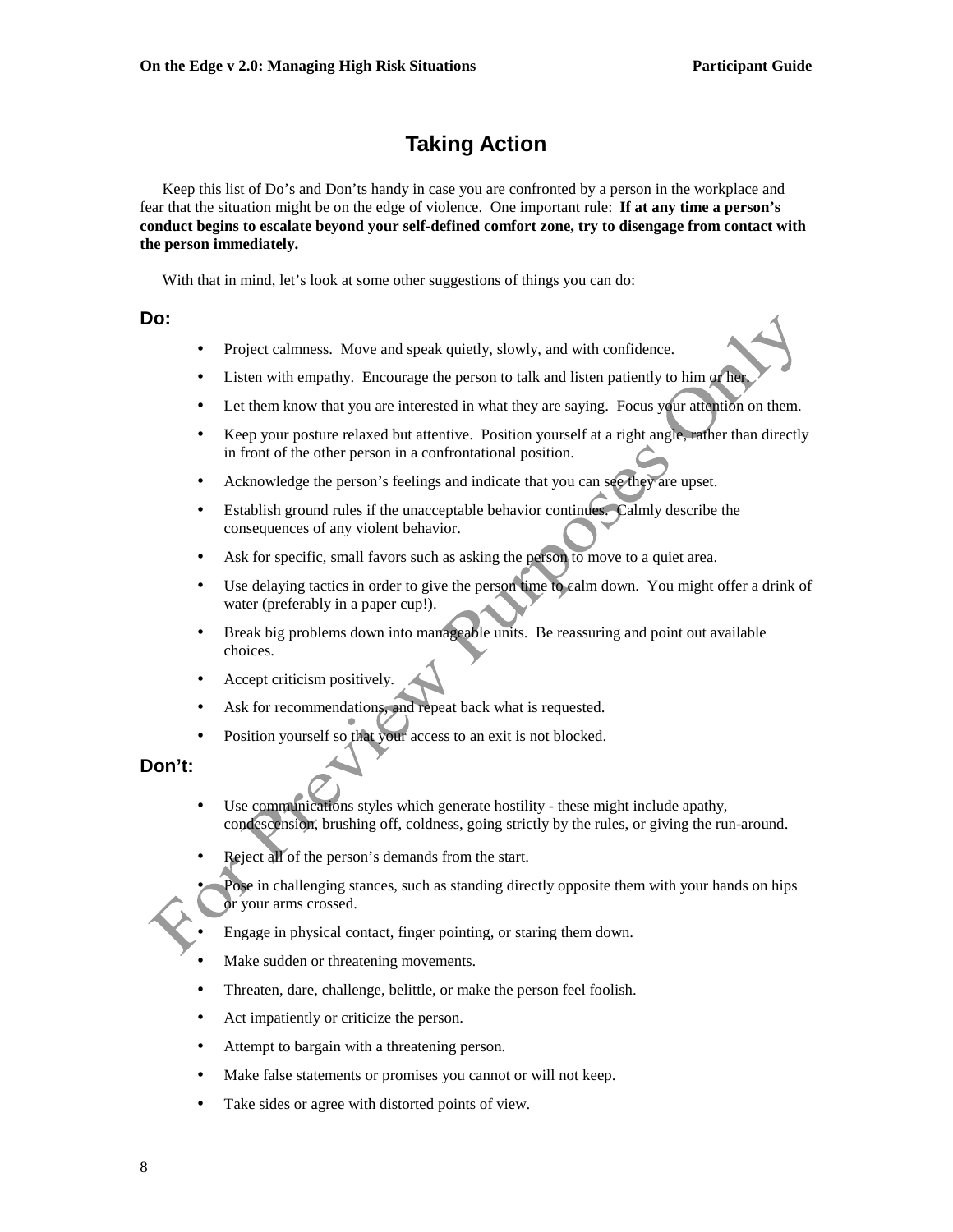# Taking Action

Keep this list of Do's and Don'ts handy in case you are confronted by a person in the workplace and fear that the situation might be on the edge of violence. One important rule: **If at any time a person's conduct begins to escalate beyond your self-defined comfort zone, try to disengage from contact with the person immediately.**

With that in mind, let's look at some other suggestions of things you can do:

## Do:

- Project calmness. Move and speak quietly, slowly, and with confidence.
- Listen with empathy. Encourage the person to talk and listen patiently to him or her.
- Let them know that you are interested in what they are saying. Focus your attention on them.
- Keep your posture relaxed but attentive. Position yourself at a right angle, rather than directly in front of the other person in a confrontational position.
- Acknowledge the person's feelings and indicate that you can see they are upset.
- Establish ground rules if the unacceptable behavior continues. Calmly describe the consequences of any violent behavior.
- Ask for specific, small favors such as asking the person to move to a quiet area.
- Use delaying tactics in order to give the person time to calm down. You might offer a drink of water (preferably in a paper cup!).
- Break big problems down into manageable units. Be reassuring and point out available choices.
- Accept criticism positively.
- Ask for recommendations, and repeat back what is requested.
- Position yourself so that your access to an exit is not blocked.

## Don't:

- Use communications styles which generate hostility - these might include apathy, condescension, brushing off, coldness, going strictly by the rules, or giving the run-around.
- Reject all of the person's demands from the start.
- Pose in challenging stances, such as standing directly opposite them with your hands on hips or your arms crossed.
- Engage in physical contact, finger pointing, or staring them down.
- Make sudden or threatening movements.
- Threaten, dare, challenge, belittle, or make the person feel foolish.
- Act impatiently or criticize the person.
- Attempt to bargain with a threatening person.
- Make false statements or promises you cannot or will not keep.
- Take sides or agree with distorted points of view.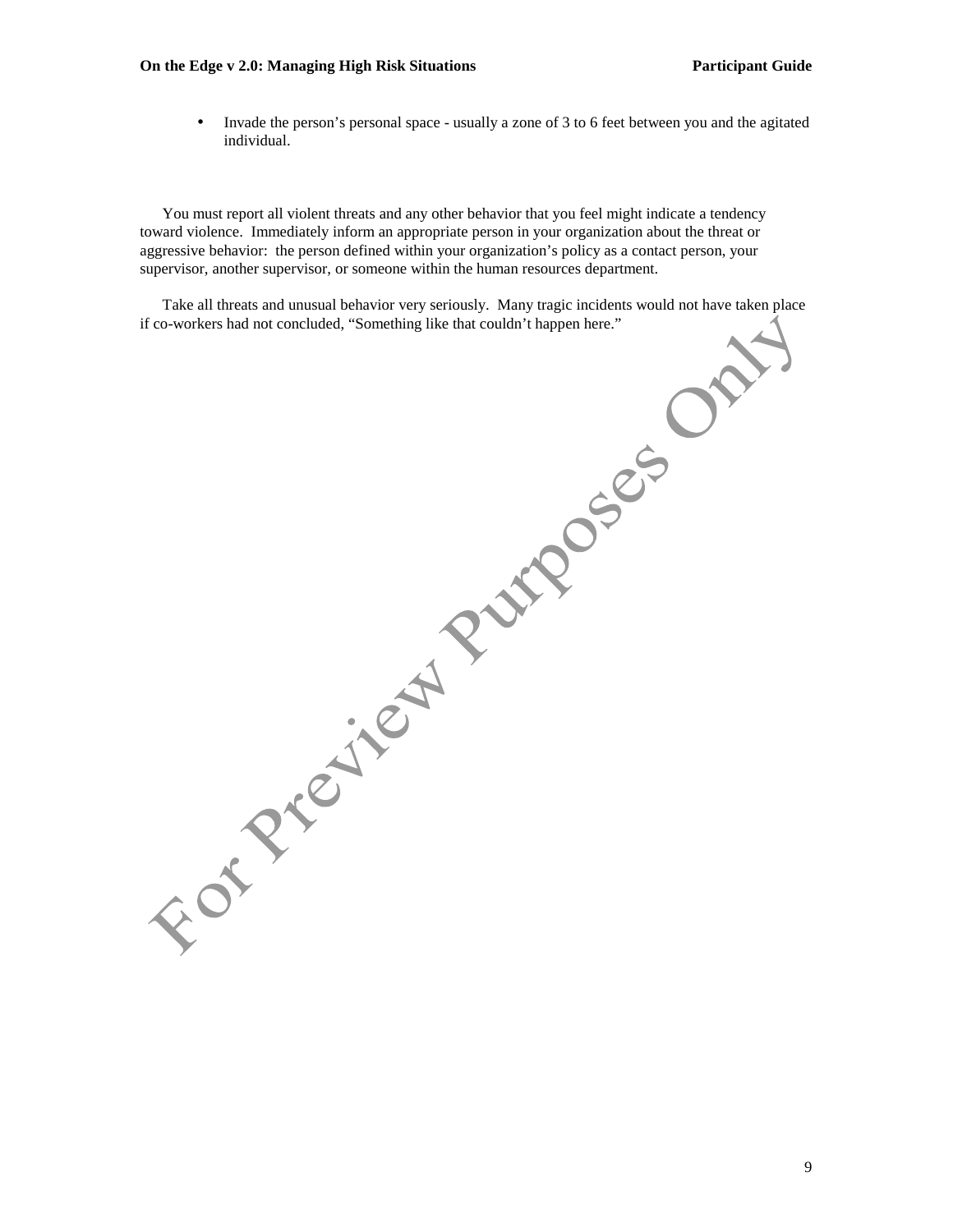- Invade the person's personal space - usually a zone of 3 to 6 feet between you and the agitated individual.

You must report all violent threats and any other behavior that you feel might indicate a tendency toward violence. Immediately inform an appropriate person in your organization about the threat or aggressive behavior: the person defined within your organization's policy as a contact person, your supervisor, another supervisor, or someone within the human resources department.

Take all threats and unusual behavior very seriously. Many tragic incidents would not have taken place if co-workers had not concluded, "Something like that couldn't happen here."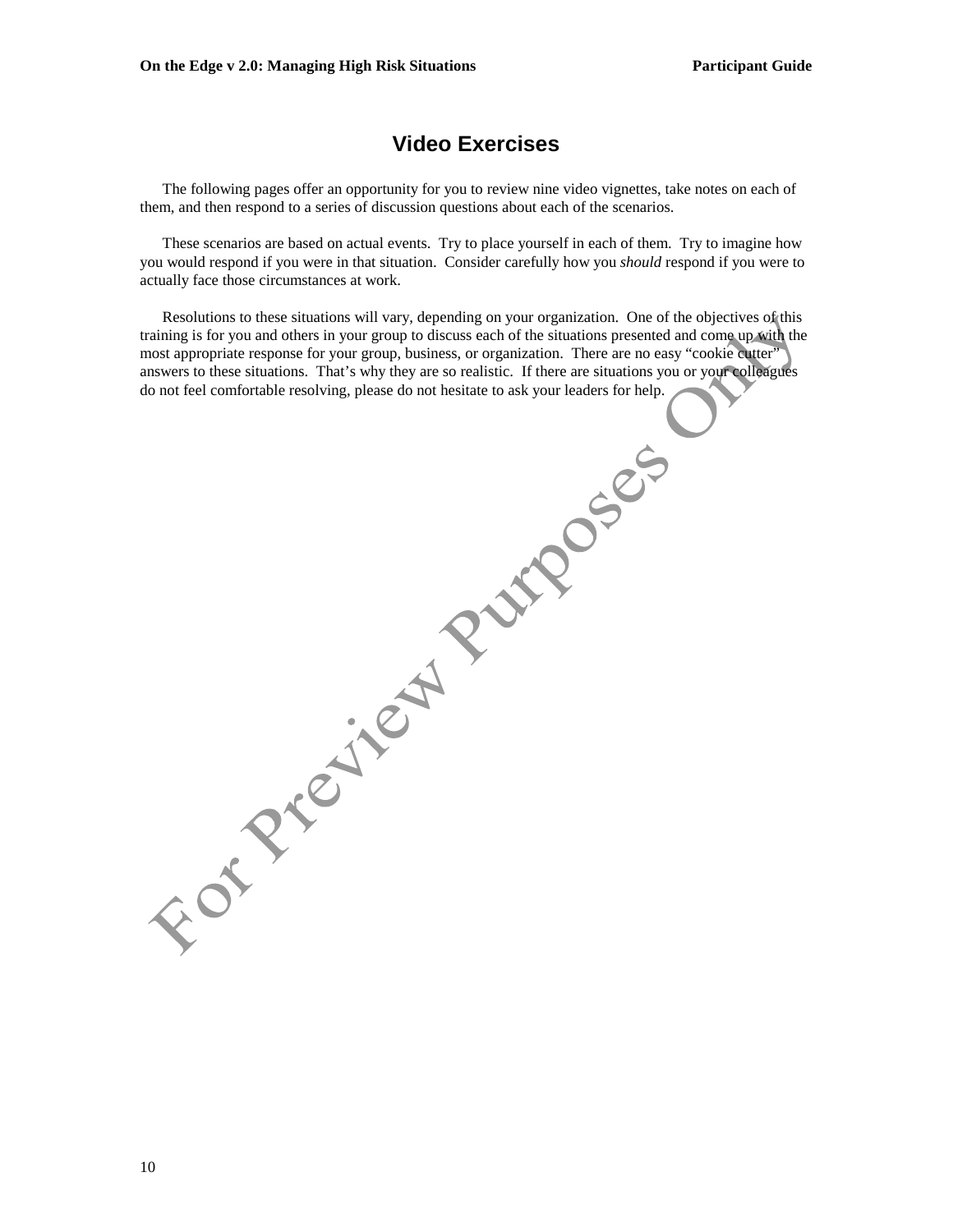# Video Exercises

The following pages offer an opportunity for you to review nine video vignettes, take notes on each of them, and then respond to a series of discussion questions about each of the scenarios.

These scenarios are based on actual events. Try to place yourself in each of them. Try to imagine how you would respond if you were in that situation. Consider carefully how you *should* respond if you were to actually face those circumstances at work.

Resolutions to these situations will vary, depending on your organization. One of the objectives of this training is for you and others in your group to discuss each of the situations presented and come up with the most appropriate response for your group, business, or organization. There are no easy "cookie cutter" answers to these situations. That's why they are so realistic. If there are situations you or your colleagues do not feel comfortable resolving, please do not hesitate to ask your leaders for help.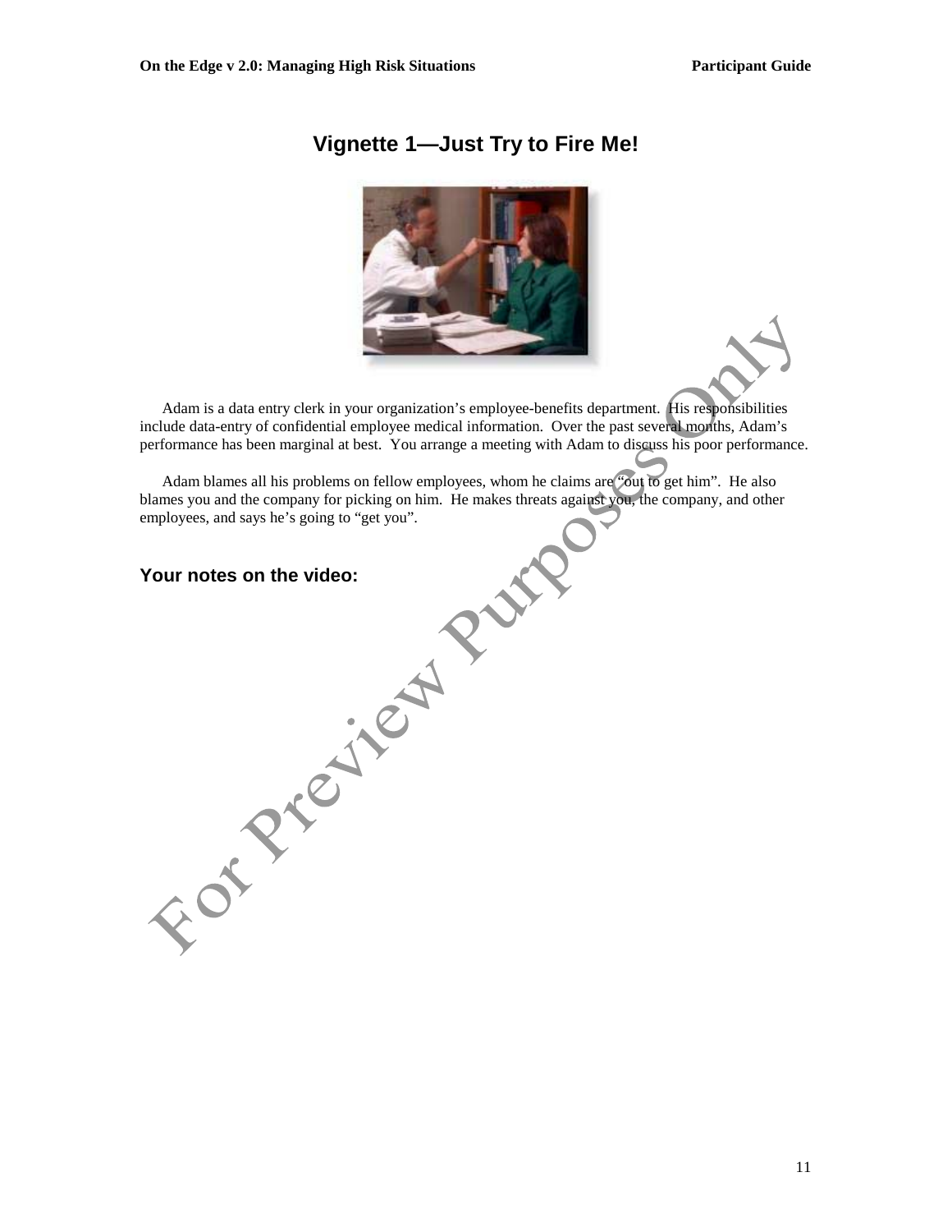# Vignette 1—Just Try to Fire Me!

Adam is a data entry clerk in your organization's employee-benefits department. His responsibilities include data-entry of confidential employee medical information. Over the past several months, Adam's performance has been marginal at best. You arrange a meeting with Adam to discuss his poor performance.

Adam blames all his problems on fellow employees, whom he claims are "out to get him". He also blames you and the company for picking on him. He makes threats against you, the company, and other employees, and says he's going to "get you".

### Your notes on the video: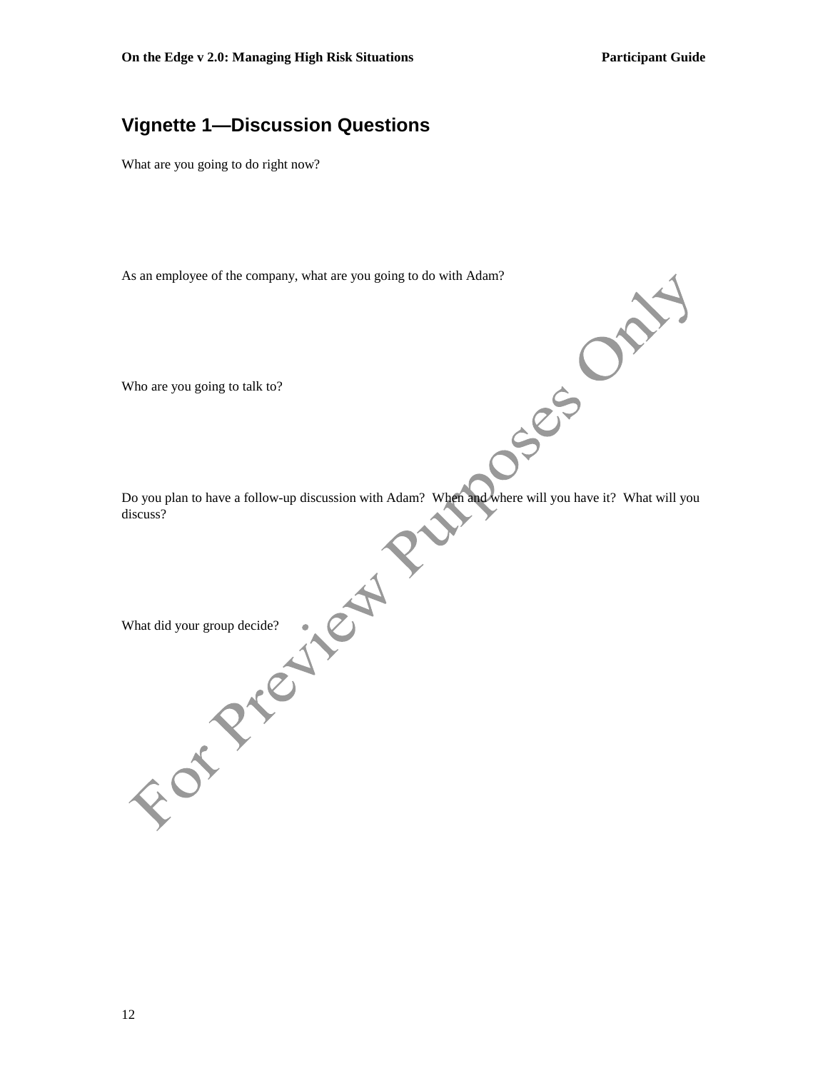## Vignette 1—Discussion Questions

What are you going to do right now?

As an employee of the company, what are you going to do with Adam?

Who are you going to talk to?

Do you plan to have a follow-up discussion with Adam? When and where will you have it? What will you discuss?

What did your group decide?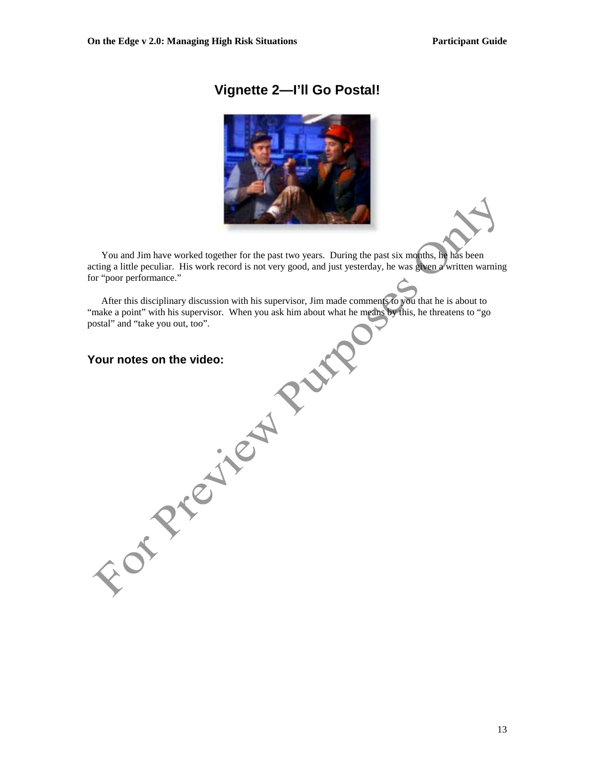## Vignette 2—I'll Go Postal!

You and Jim have worked together for the past two years. During the past six months, he has been acting a little peculiar. His work record is not very good, and just yesterday, he was given a written warning for "poor performance."

After this disciplinary discussion with his supervisor, Jim made comments to you that he is about to "make a point" with his supervisor. When you ask him about what he means by this, he threatens to "go postal" and "take you out, too".

### Your notes on the video: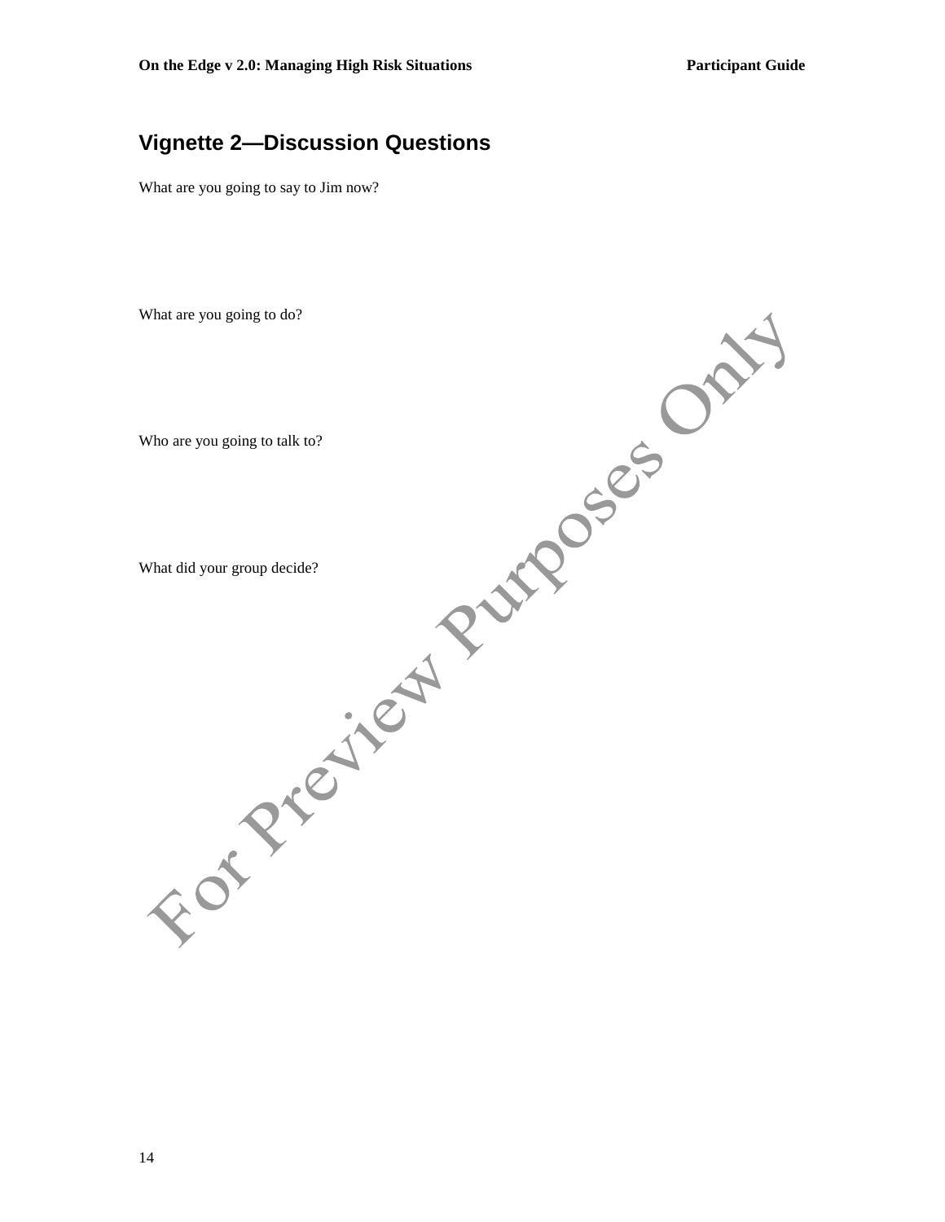## Vignette 2—Discussion Questions

What are you going to say to Jim now?

What are you going to do?

Who are you going to talk to?

What did your group decide?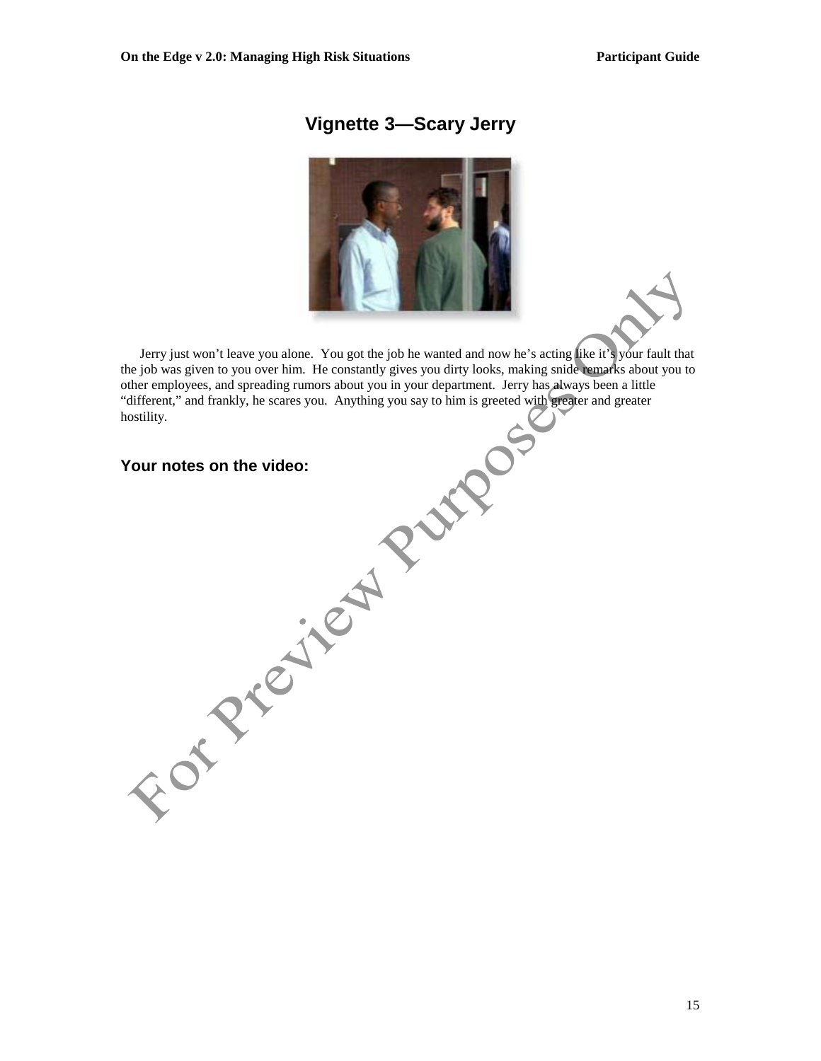## Vignette 3—Scary Jerry

Jerry just won't leave you alone. You got the job he wanted and now he's acting like it's your fault that the job was given to you over him. He constantly gives you dirty looks, making snide remarks about you to other employees, and spreading rumors about you in your department. Jerry has always been a little "different," and frankly, he scares you. Anything you say to him is greeted with greater and greater hostility.

### Your notes on the video: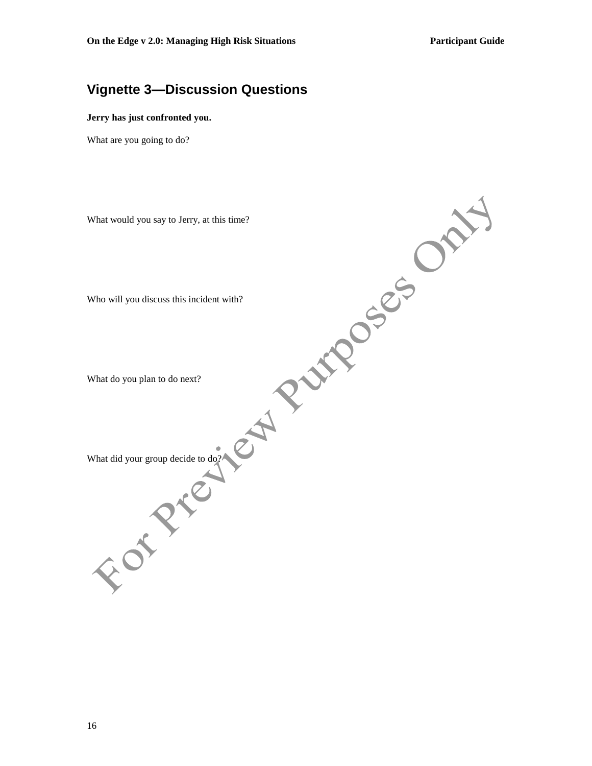## Vignette 3—Discussion Questions

**Jerry has just confronted you.**

What are you going to do?

What would you say to Jerry, at this time?

Who will you discuss this incident with?

What do you plan to do next?

What did your group decide to do?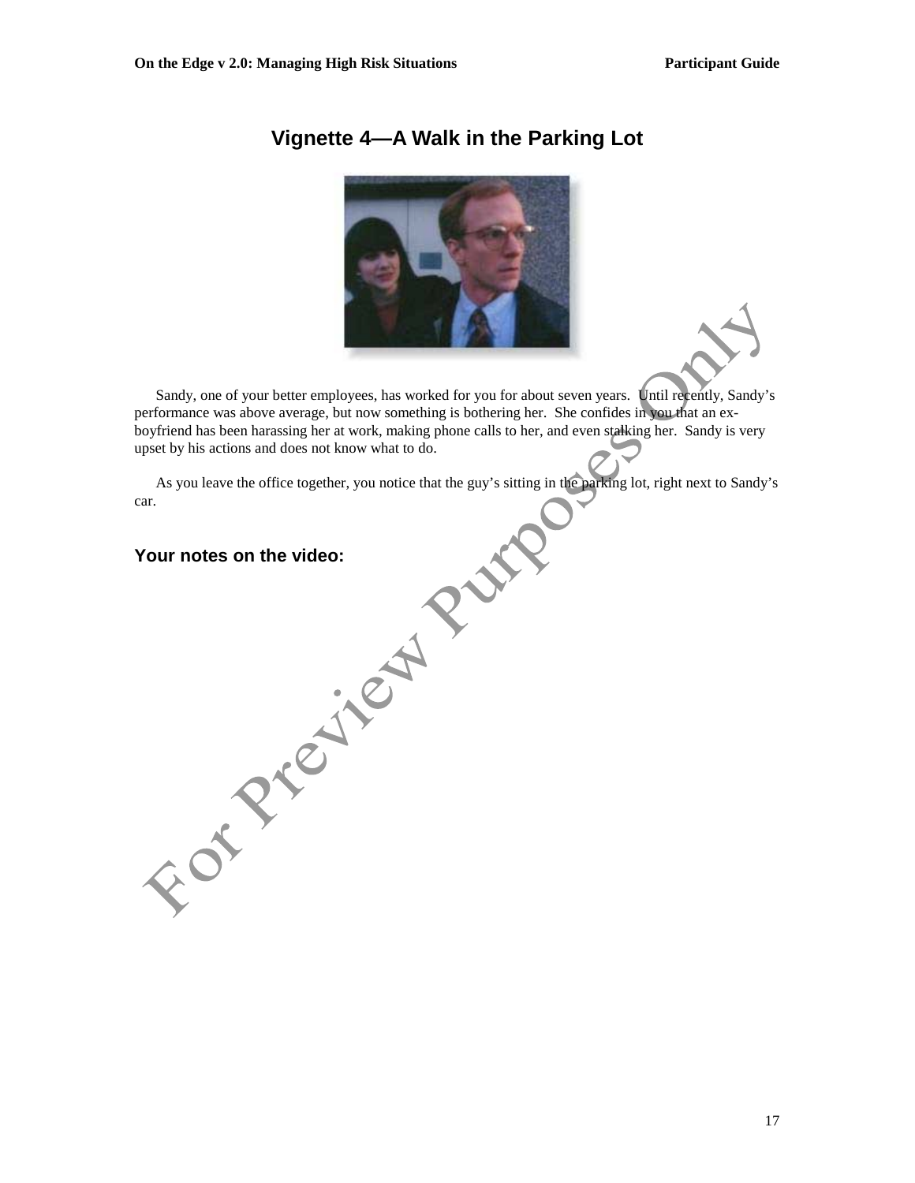## Vignette 4—A Walk in the Parking Lot

Sandy, one of your better employees, has worked for you for about seven years. Until recently, Sandy's performance was above average, but now something is bothering her. She confides in you that an ex-boyfriend has been harassing her at work, making phone calls to her, and even stalking her. Sandy is very upset by his actions and does not know what to do.

As you leave the office together, you notice that the guy's sitting in the parking lot, right next to Sandy's car.

### Your notes on the video: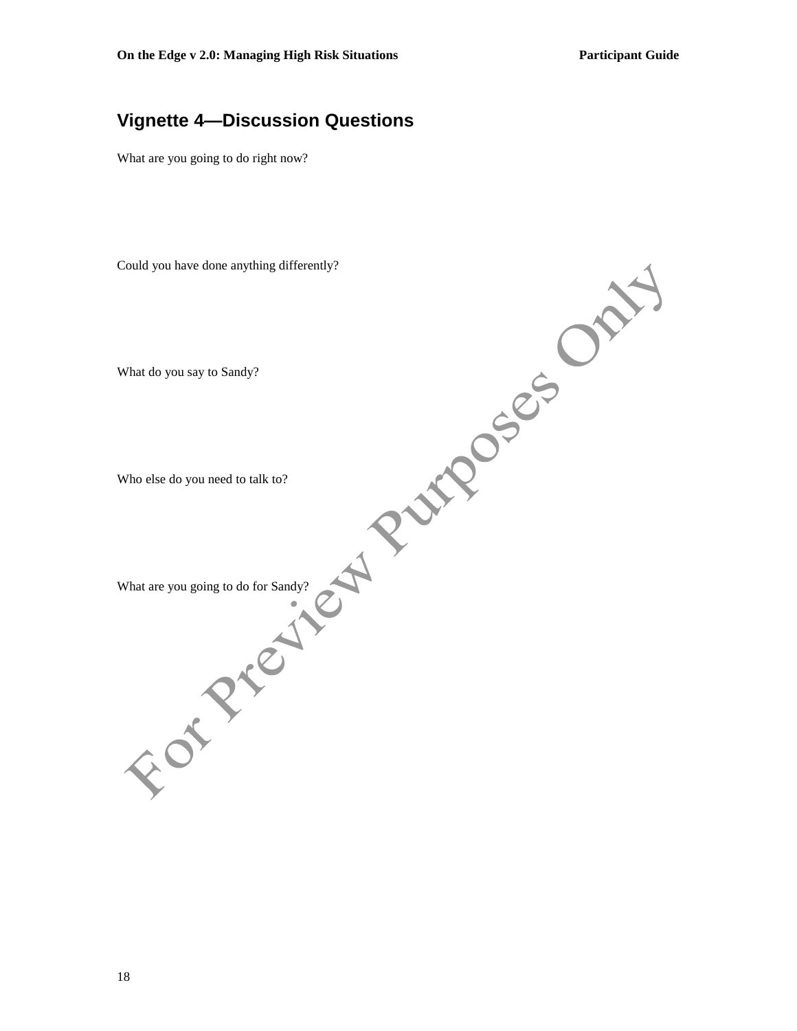## Vignette 4—Discussion Questions

What are you going to do right now?

Could you have done anything differently?

What do you say to Sandy?

Who else do you need to talk to?

What are you going to do for Sandy?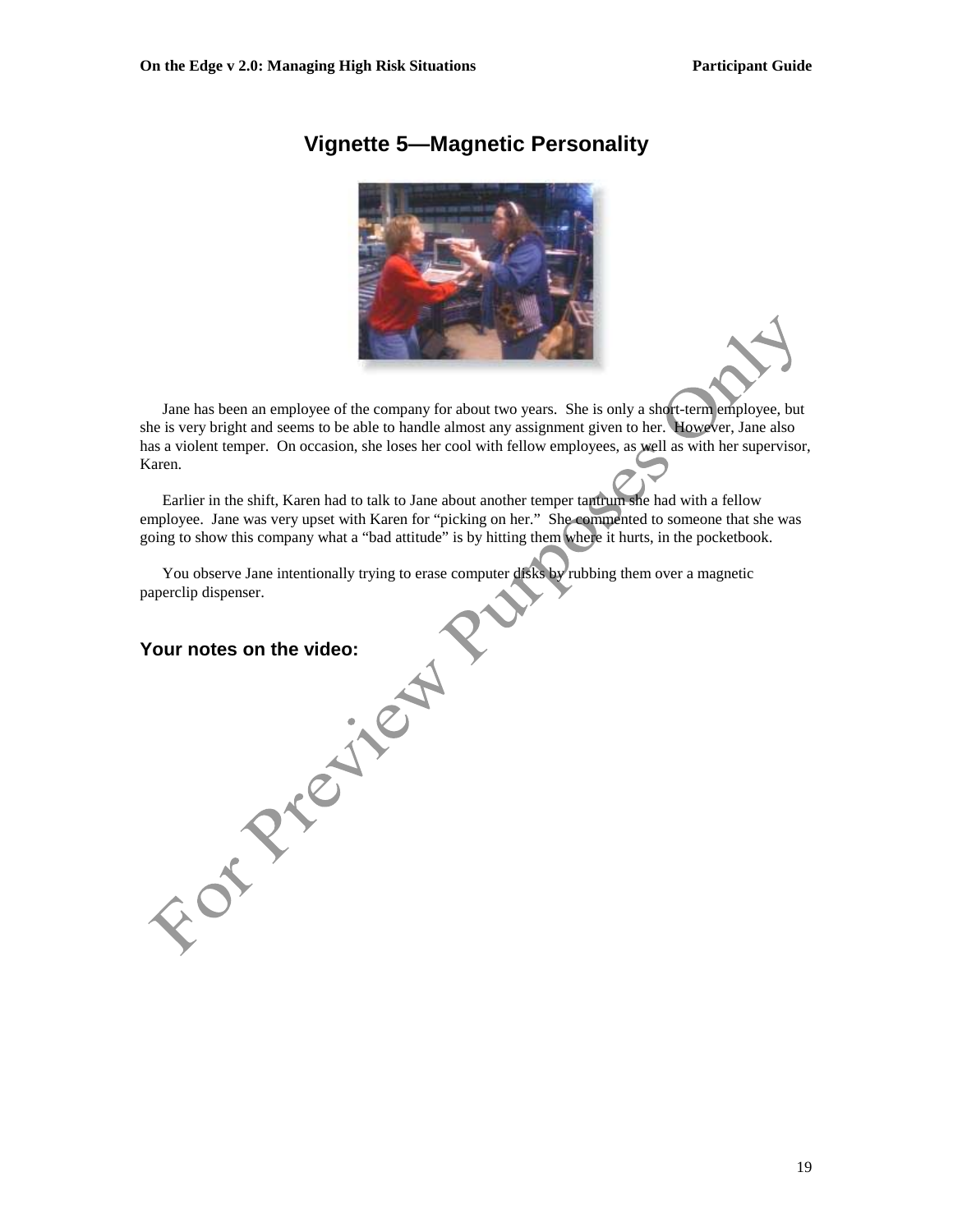# Vignette 5—Magnetic Personality

Jane has been an employee of the company for about two years. She is only a short-term employee, but she is very bright and seems to be able to handle almost any assignment given to her. However, Jane also has a violent temper. On occasion, she loses her cool with fellow employees, as well as with her supervisor, Karen.

Earlier in the shift, Karen had to talk to Jane about another temper tantrum she had with a fellow employee. Jane was very upset with Karen for "picking on her." She commented to someone that she was going to show this company what a "bad attitude" is by hitting them where it hurts, in the pocketbook.

You observe Jane intentionally trying to erase computer disks by rubbing them over a magnetic paperclip dispenser.

## Your notes on the video: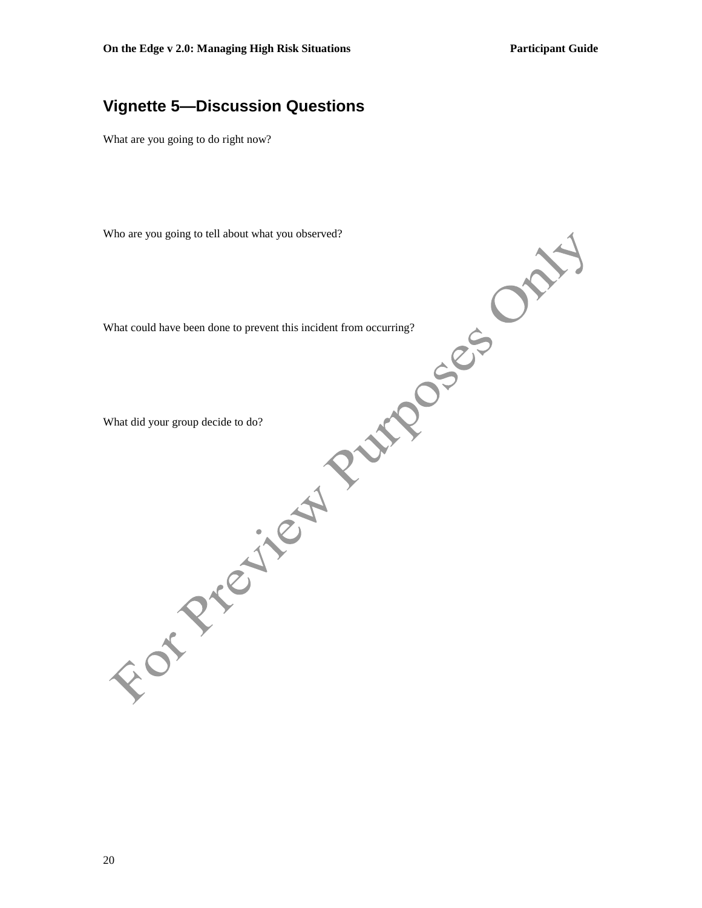## Vignette 5—Discussion Questions

What are you going to do right now?

Who are you going to tell about what you observed?

What could have been done to prevent this incident from occurring?

What did your group decide to do?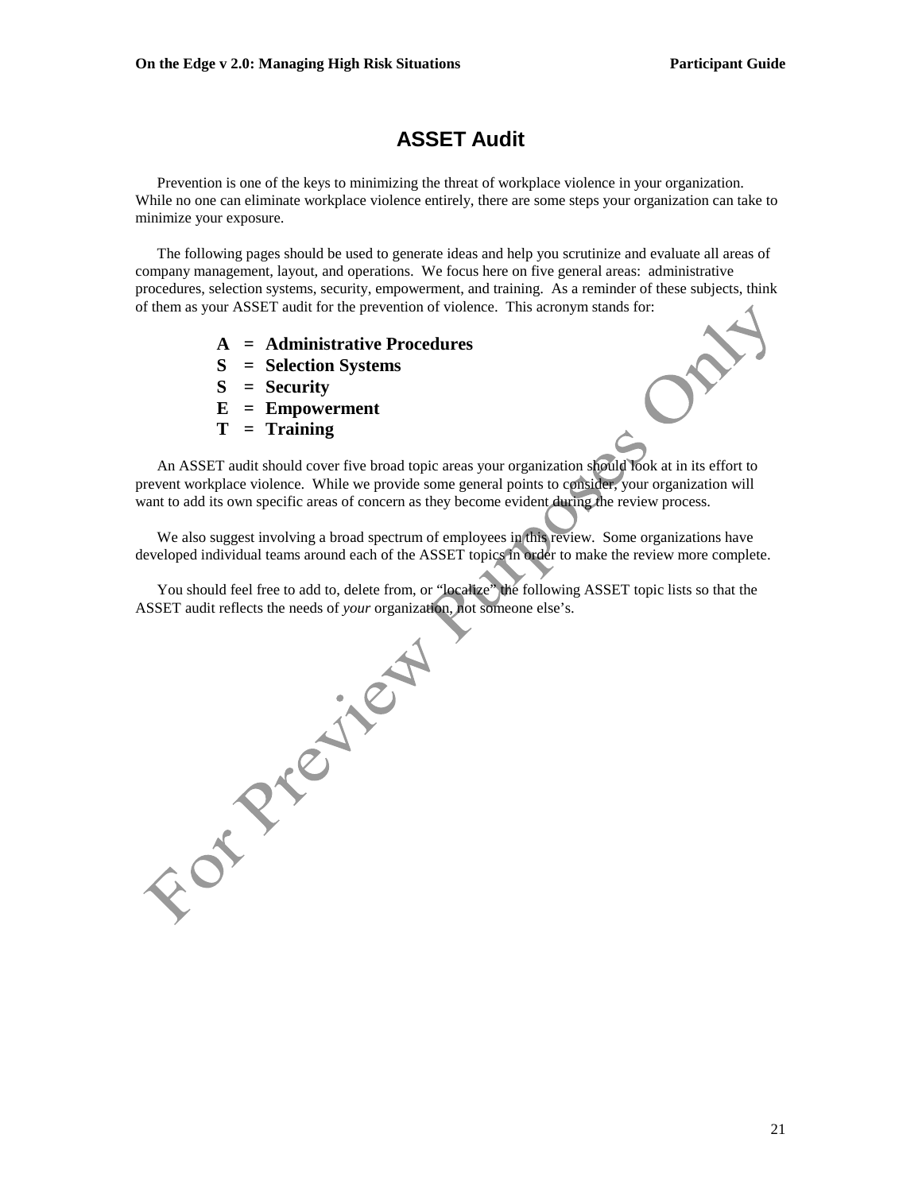# ASSET Audit

Prevention is one of the keys to minimizing the threat of workplace violence in your organization. While no one can eliminate workplace violence entirely, there are some steps your organization can take to minimize your exposure.

The following pages should be used to generate ideas and help you scrutinize and evaluate all areas of company management, layout, and operations. We focus here on five general areas: administrative procedures, selection systems, security, empowerment, and training. As a reminder of these subjects, think of them as your ASSET audit for the prevention of violence. This acronym stands for:

**A = Administrative Procedures**
**S = Selection Systems**
**S = Security**
**E = Empowerment**
**T = Training**

An ASSET audit should cover five broad topic areas your organization should look at in its effort to prevent workplace violence. While we provide some general points to consider, your organization will want to add its own specific areas of concern as they become evident during the review process.

We also suggest involving a broad spectrum of employees in this review. Some organizations have developed individual teams around each of the ASSET topics in order to make the review more complete.

You should feel free to add to, delete from, or "localize" the following ASSET topic lists so that the ASSET audit reflects the needs of *your* organization, not someone else's.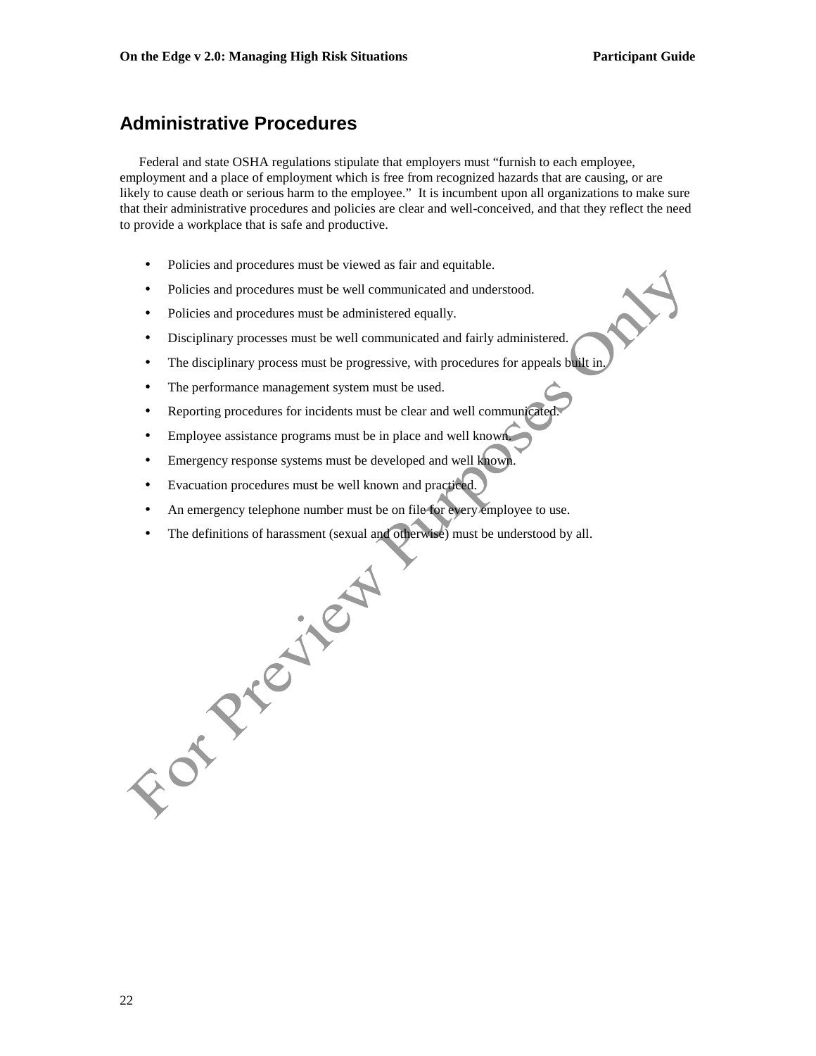## Administrative Procedures

Federal and state OSHA regulations stipulate that employers must "furnish to each employee, employment and a place of employment which is free from recognized hazards that are causing, or are likely to cause death or serious harm to the employee." It is incumbent upon all organizations to make sure that their administrative procedures and policies are clear and well-conceived, and that they reflect the need to provide a workplace that is safe and productive.

- Policies and procedures must be viewed as fair and equitable.
- Policies and procedures must be well communicated and understood.
- Policies and procedures must be administered equally.
- Disciplinary processes must be well communicated and fairly administered.
- The disciplinary process must be progressive, with procedures for appeals built in.
- The performance management system must be used.
- Reporting procedures for incidents must be clear and well communicated.
- Employee assistance programs must be in place and well known.
- Emergency response systems must be developed and well known.
- Evacuation procedures must be well known and practiced.
- An emergency telephone number must be on file for every employee to use.
- The definitions of harassment (sexual and otherwise) must be understood by all.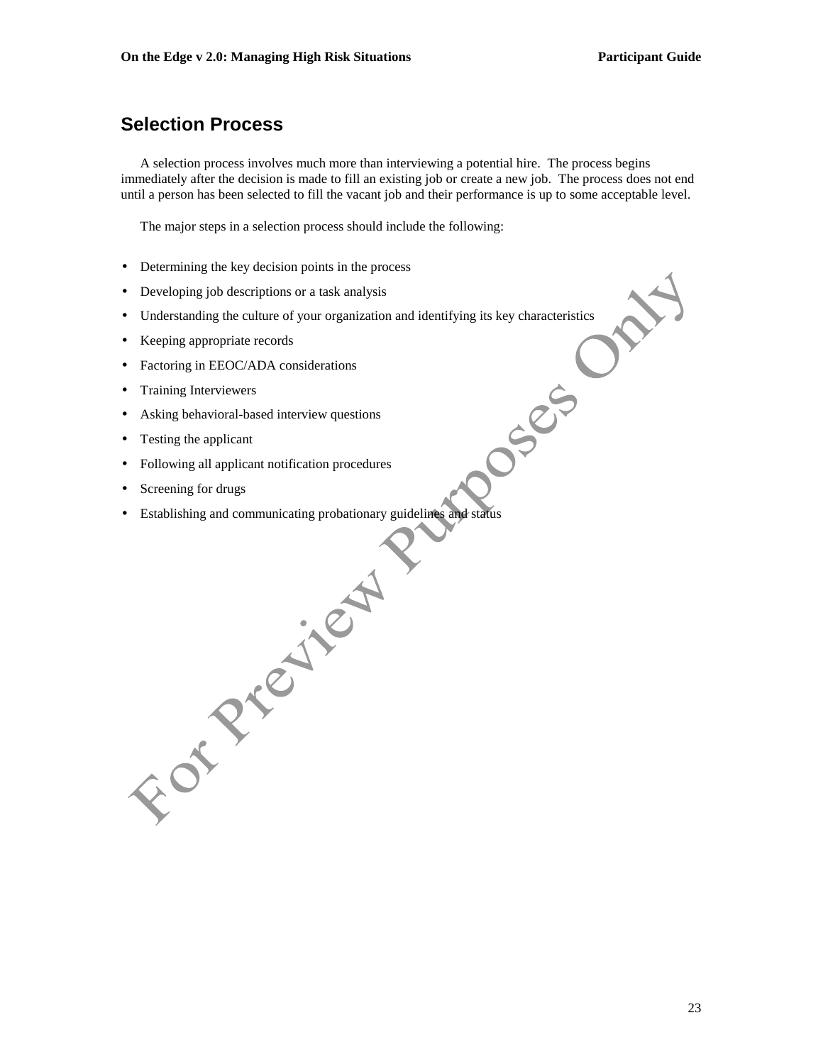## Selection Process

A selection process involves much more than interviewing a potential hire. The process begins immediately after the decision is made to fill an existing job or create a new job. The process does not end until a person has been selected to fill the vacant job and their performance is up to some acceptable level.

The major steps in a selection process should include the following:

- Determining the key decision points in the process
- Developing job descriptions or a task analysis
- Understanding the culture of your organization and identifying its key characteristics
- Keeping appropriate records
- Factoring in EEOC/ADA considerations
- Training Interviewers
- Asking behavioral-based interview questions
- Testing the applicant
- Following all applicant notification procedures
- Screening for drugs
- Establishing and communicating probationary guidelines and status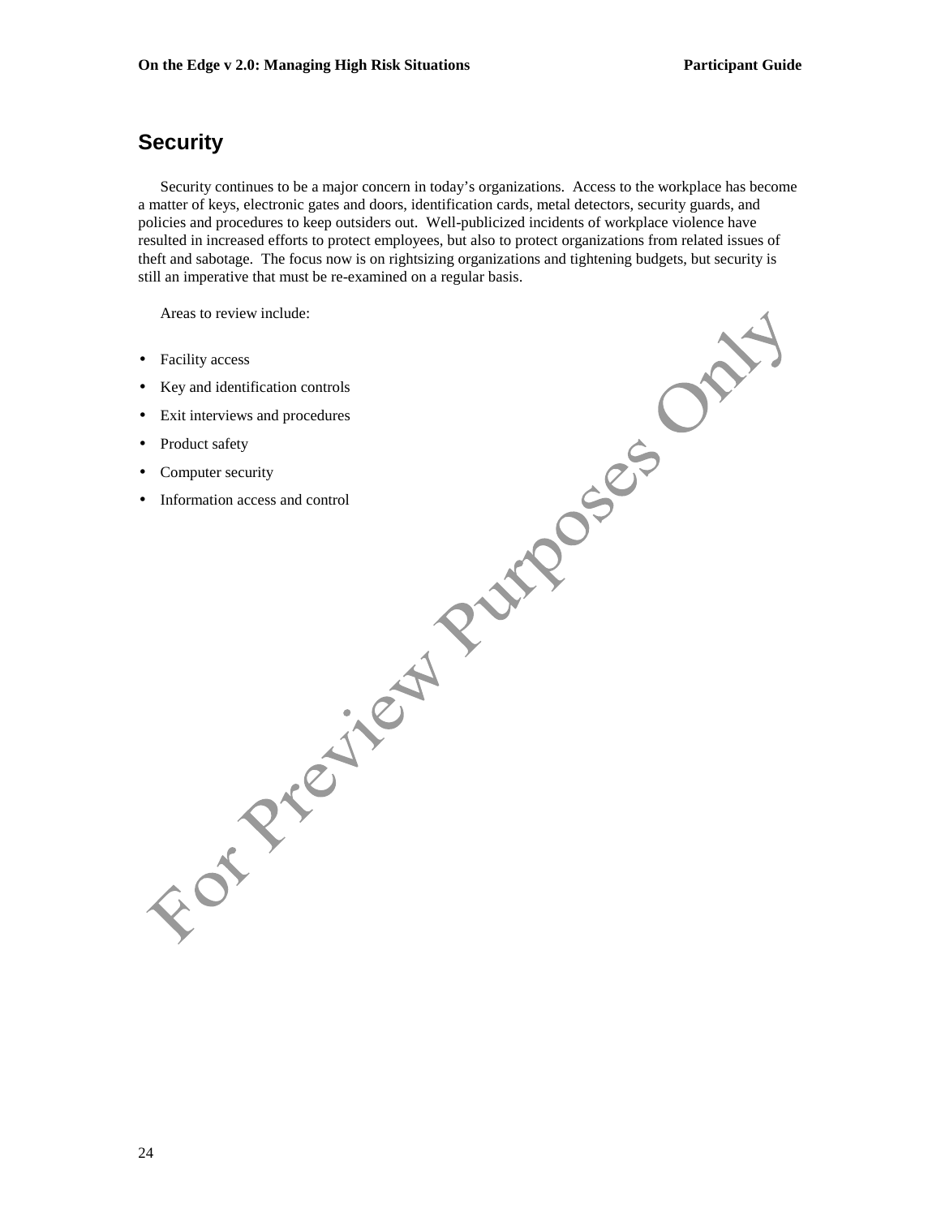## Security

Security continues to be a major concern in today's organizations. Access to the workplace has become a matter of keys, electronic gates and doors, identification cards, metal detectors, security guards, and policies and procedures to keep outsiders out. Well-publicized incidents of workplace violence have resulted in increased efforts to protect employees, but also to protect organizations from related issues of theft and sabotage. The focus now is on rightsizing organizations and tightening budgets, but security is still an imperative that must be re-examined on a regular basis.

Areas to review include:

- Facility access
- Key and identification controls
- Exit interviews and procedures
- Product safety
- Computer security
- Information access and control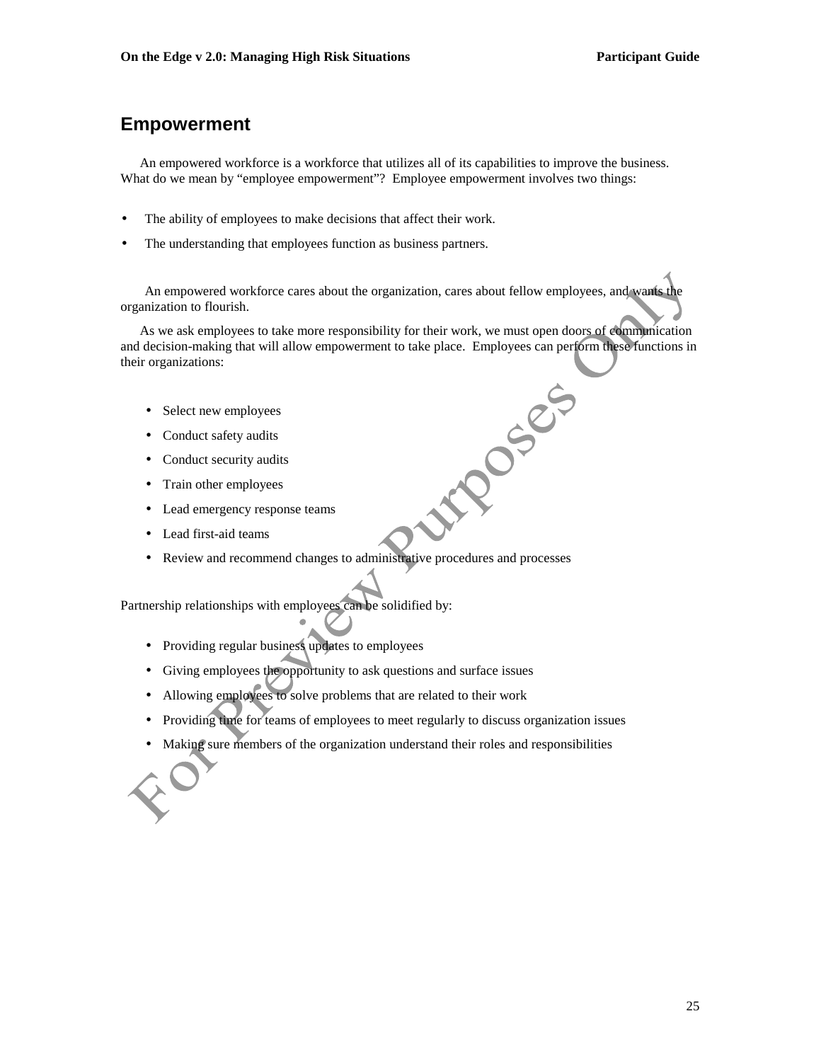## Empowerment

An empowered workforce is a workforce that utilizes all of its capabilities to improve the business. What do we mean by "employee empowerment"? Employee empowerment involves two things:

- The ability of employees to make decisions that affect their work.
- The understanding that employees function as business partners.

An empowered workforce cares about the organization, cares about fellow employees, and wants the organization to flourish.

As we ask employees to take more responsibility for their work, we must open doors of communication and decision-making that will allow empowerment to take place. Employees can perform these functions in their organizations:

- Select new employees
- Conduct safety audits
- Conduct security audits
- Train other employees
- Lead emergency response teams
- Lead first-aid teams
- Review and recommend changes to administrative procedures and processes

Partnership relationships with employees can be solidified by:

- Providing regular business updates to employees
- Giving employees the opportunity to ask questions and surface issues
- Allowing employees to solve problems that are related to their work
- Providing time for teams of employees to meet regularly to discuss organization issues
- Making sure members of the organization understand their roles and responsibilities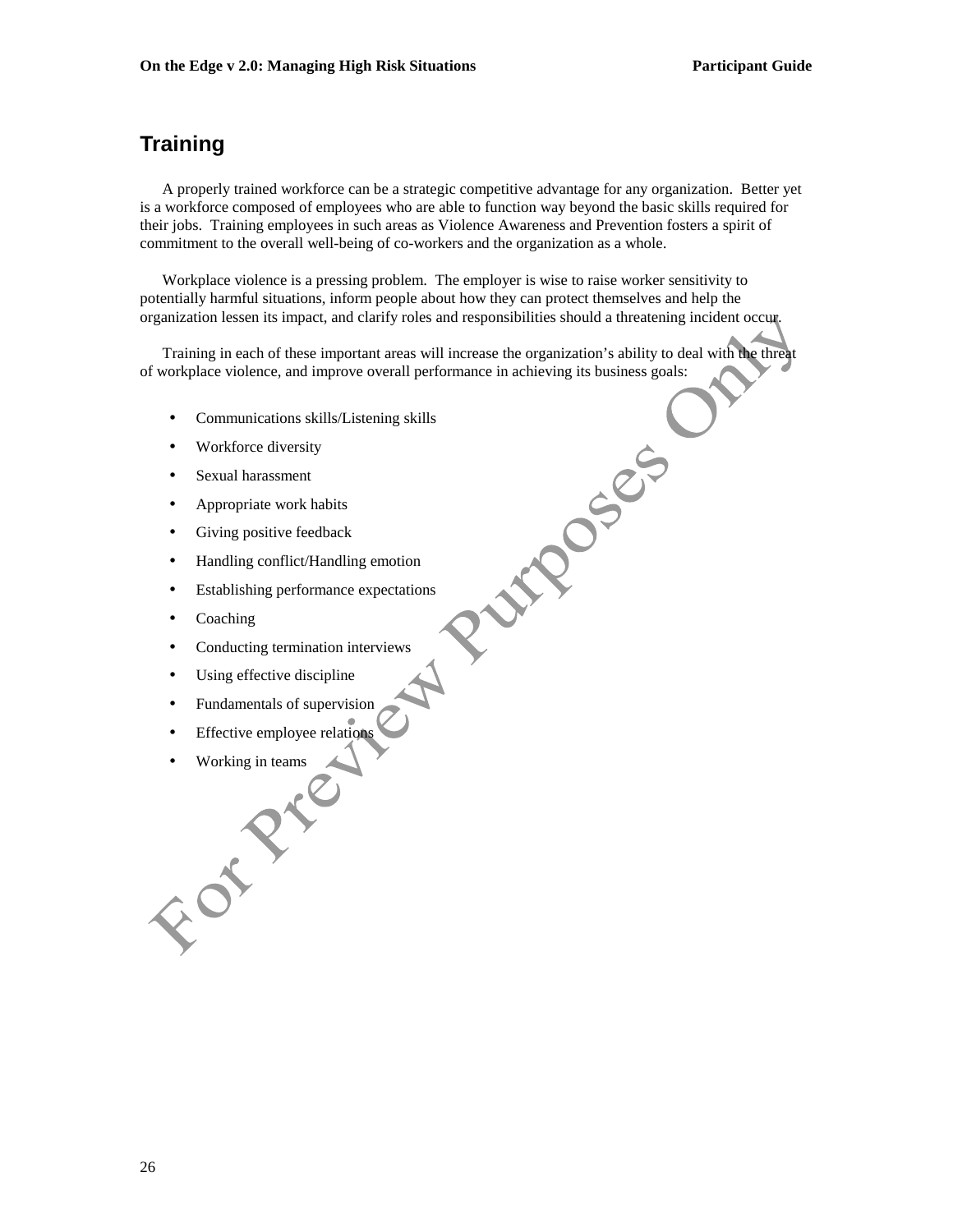## Training

A properly trained workforce can be a strategic competitive advantage for any organization. Better yet is a workforce composed of employees who are able to function way beyond the basic skills required for their jobs. Training employees in such areas as Violence Awareness and Prevention fosters a spirit of commitment to the overall well-being of co-workers and the organization as a whole.

Workplace violence is a pressing problem. The employer is wise to raise worker sensitivity to potentially harmful situations, inform people about how they can protect themselves and help the organization lessen its impact, and clarify roles and responsibilities should a threatening incident occur.

Training in each of these important areas will increase the organization's ability to deal with the threat of workplace violence, and improve overall performance in achieving its business goals:

- Communications skills/Listening skills
- Workforce diversity
- Sexual harassment
- Appropriate work habits
- Giving positive feedback
- Handling conflict/Handling emotion
- Establishing performance expectations
- Coaching
- Conducting termination interviews
- Using effective discipline
- Fundamentals of supervision
- Effective employee relations
- Working in teams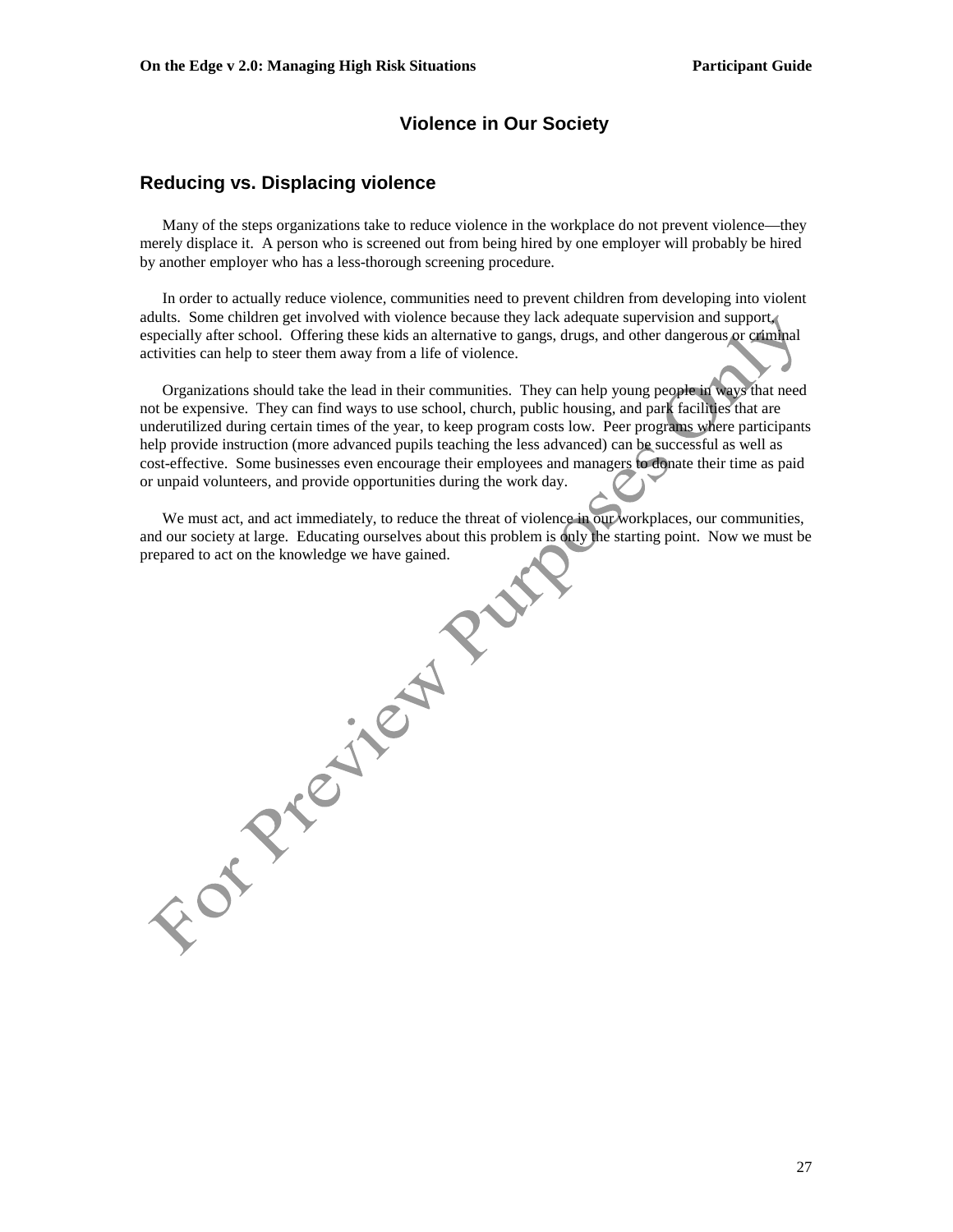## Violence in Our Society

### Reducing vs. Displacing violence

Many of the steps organizations take to reduce violence in the workplace do not prevent violence—they merely displace it. A person who is screened out from being hired by one employer will probably be hired by another employer who has a less-thorough screening procedure.

In order to actually reduce violence, communities need to prevent children from developing into violent adults. Some children get involved with violence because they lack adequate supervision and support, especially after school. Offering these kids an alternative to gangs, drugs, and other dangerous or criminal activities can help to steer them away from a life of violence.

Organizations should take the lead in their communities. They can help young people in ways that need not be expensive. They can find ways to use school, church, public housing, and park facilities that are underutilized during certain times of the year, to keep program costs low. Peer programs where participants help provide instruction (more advanced pupils teaching the less advanced) can be successful as well as cost-effective. Some businesses even encourage their employees and managers to donate their time as paid or unpaid volunteers, and provide opportunities during the work day.

We must act, and act immediately, to reduce the threat of violence in our workplaces, our communities, and our society at large. Educating ourselves about this problem is only the starting point. Now we must be prepared to act on the knowledge we have gained.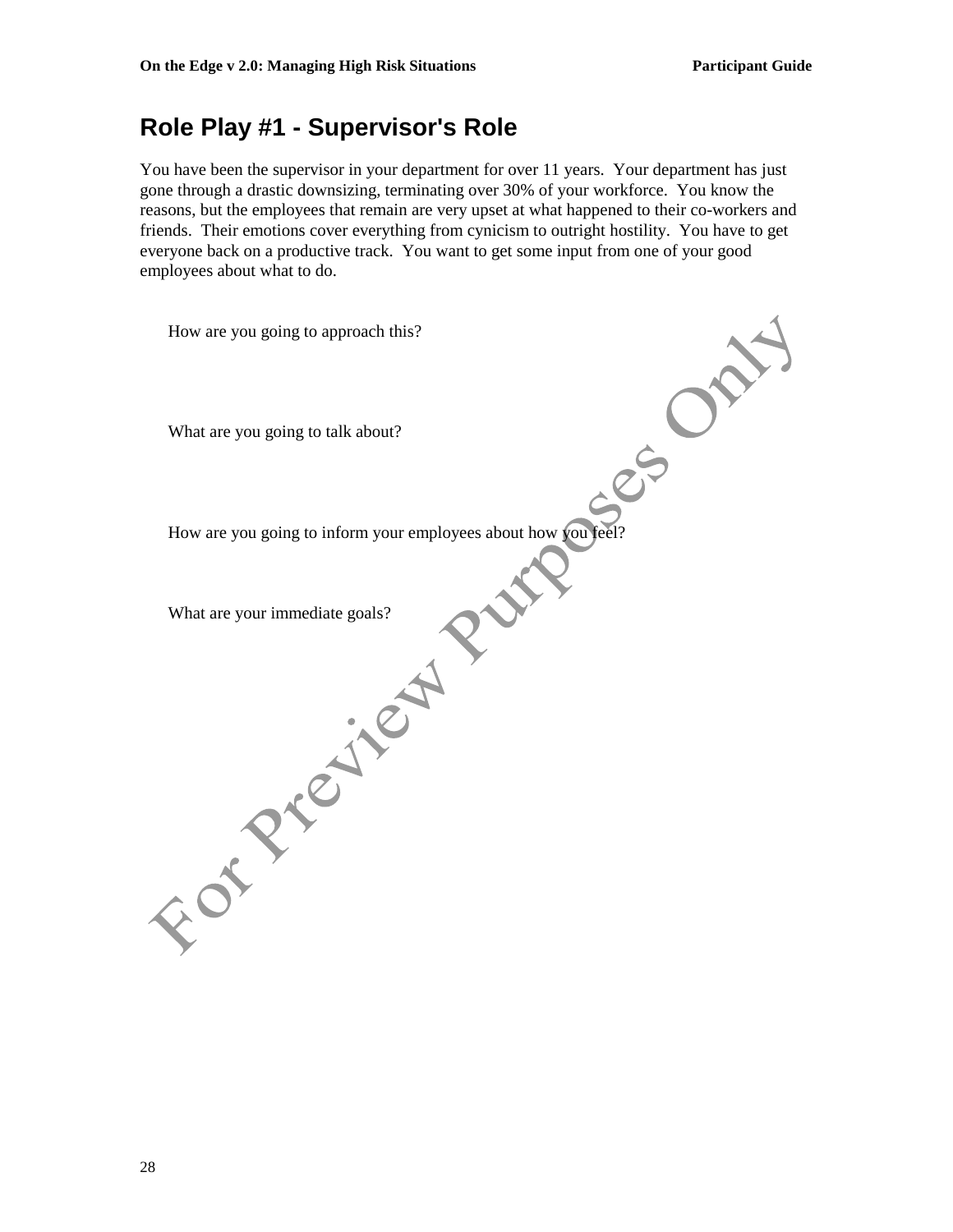## Role Play #1 - Supervisor's Role

You have been the supervisor in your department for over 11 years. Your department has just gone through a drastic downsizing, terminating over 30% of your workforce. You know the reasons, but the employees that remain are very upset at what happened to their co-workers and friends. Their emotions cover everything from cynicism to outright hostility. You have to get everyone back on a productive track. You want to get some input from one of your good employees about what to do.

How are you going to approach this?

What are you going to talk about?

How are you going to inform your employees about how you feel?

What are your immediate goals?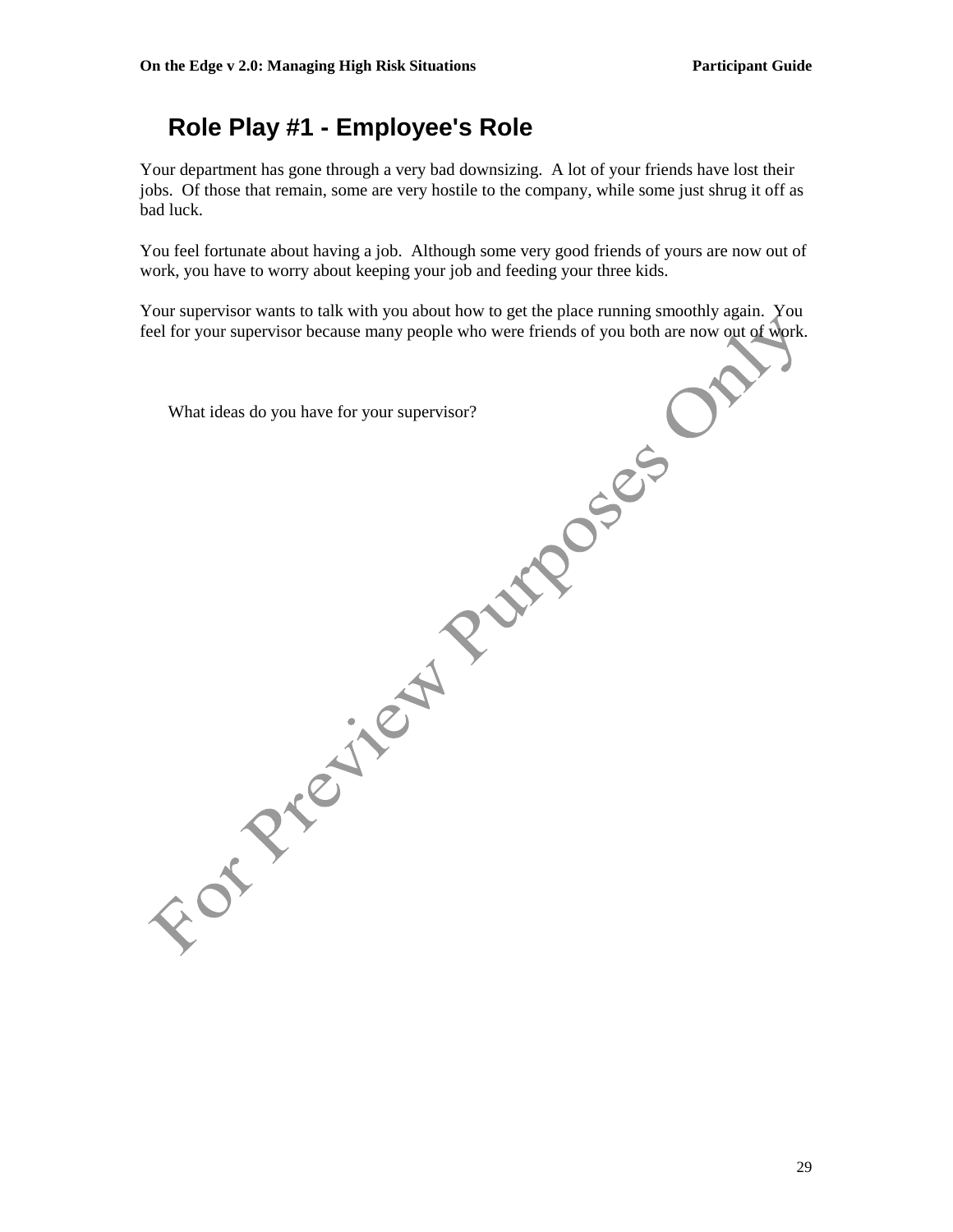## Role Play #1 - Employee's Role

Your department has gone through a very bad downsizing. A lot of your friends have lost their jobs. Of those that remain, some are very hostile to the company, while some just shrug it off as bad luck.

You feel fortunate about having a job. Although some very good friends of yours are now out of work, you have to worry about keeping your job and feeding your three kids.

Your supervisor wants to talk with you about how to get the place running smoothly again. You feel for your supervisor because many people who were friends of you both are now out of work.

What ideas do you have for your supervisor?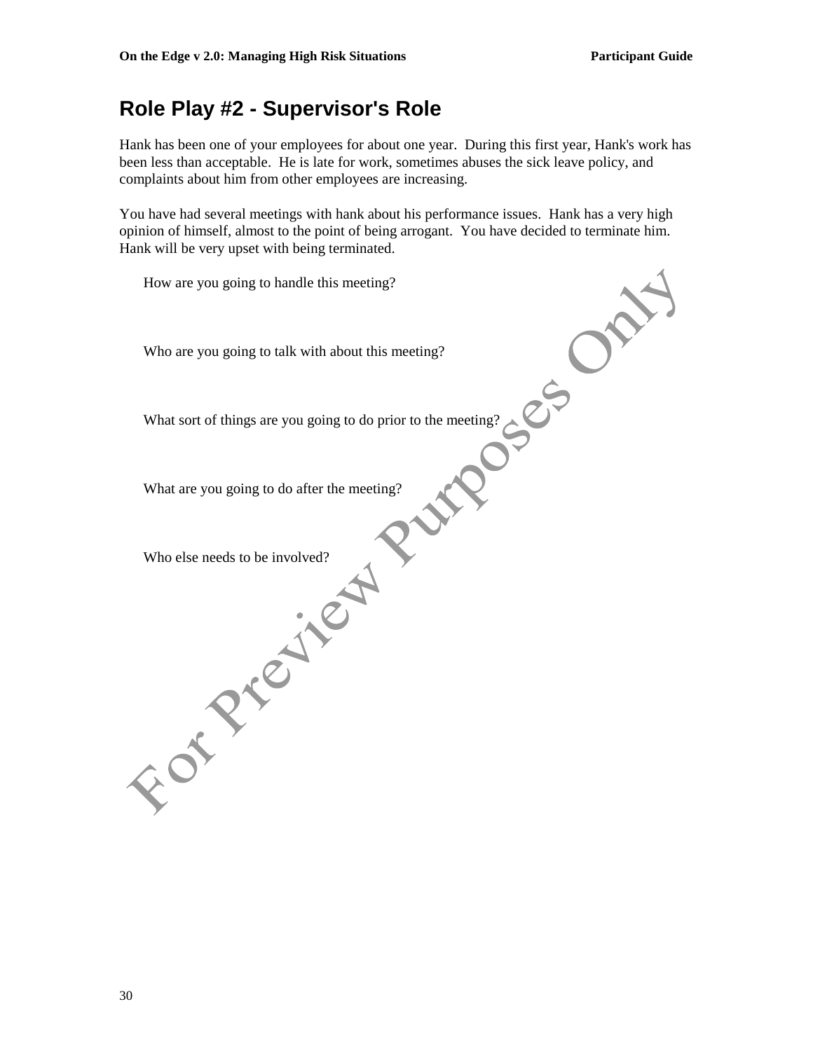# Role Play #2 - Supervisor's Role

Hank has been one of your employees for about one year. During this first year, Hank's work has been less than acceptable. He is late for work, sometimes abuses the sick leave policy, and complaints about him from other employees are increasing.

You have had several meetings with hank about his performance issues. Hank has a very high opinion of himself, almost to the point of being arrogant. You have decided to terminate him. Hank will be very upset with being terminated.

How are you going to handle this meeting?

Who are you going to talk with about this meeting?

What sort of things are you going to do prior to the meeting?

What are you going to do after the meeting?

Who else needs to be involved?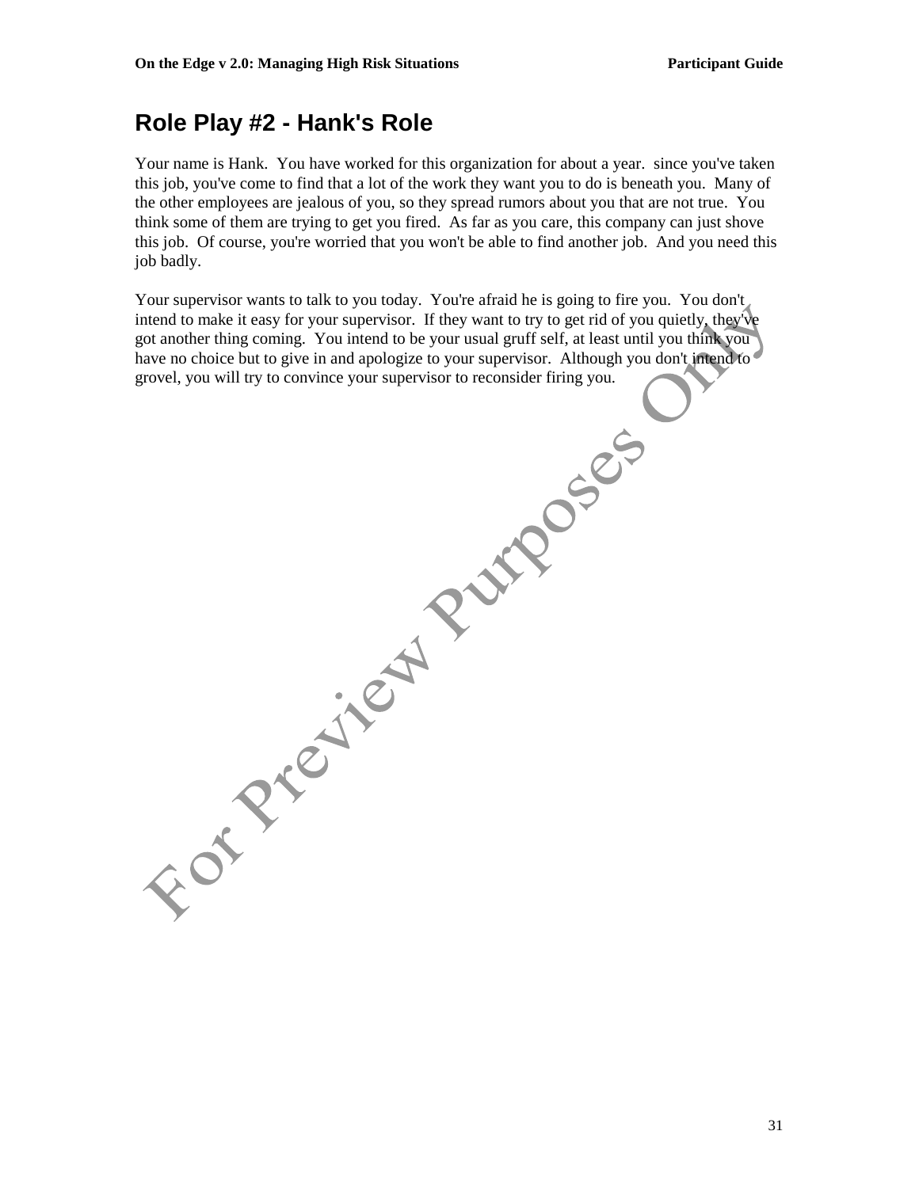## Role Play #2 - Hank's Role

Your name is Hank. You have worked for this organization for about a year. since you've taken this job, you've come to find that a lot of the work they want you to do is beneath you. Many of the other employees are jealous of you, so they spread rumors about you that are not true. You think some of them are trying to get you fired. As far as you care, this company can just shove this job. Of course, you're worried that you won't be able to find another job. And you need this job badly.

Your supervisor wants to talk to you today. You're afraid he is going to fire you. You don't intend to make it easy for your supervisor. If they want to try to get rid of you quietly, they've got another thing coming. You intend to be your usual gruff self, at least until you think you have no choice but to give in and apologize to your supervisor. Although you don't intend to grovel, you will try to convince your supervisor to reconsider firing you.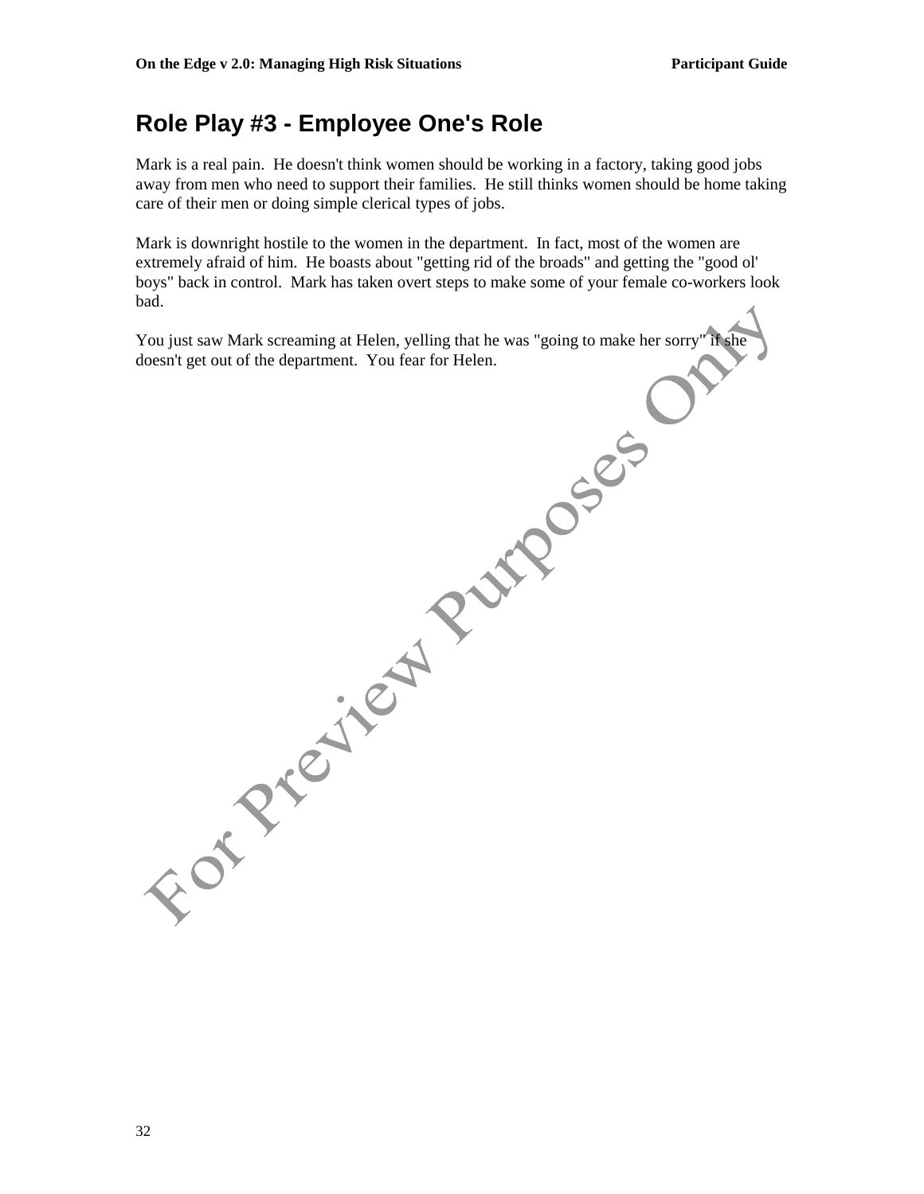## Role Play #3 - Employee One's Role

Mark is a real pain. He doesn't think women should be working in a factory, taking good jobs away from men who need to support their families. He still thinks women should be home taking care of their men or doing simple clerical types of jobs.

Mark is downright hostile to the women in the department. In fact, most of the women are extremely afraid of him. He boasts about "getting rid of the broads" and getting the "good ol' boys" back in control. Mark has taken overt steps to make some of your female co-workers look bad.

You just saw Mark screaming at Helen, yelling that he was "going to make her sorry" if she doesn't get out of the department. You fear for Helen.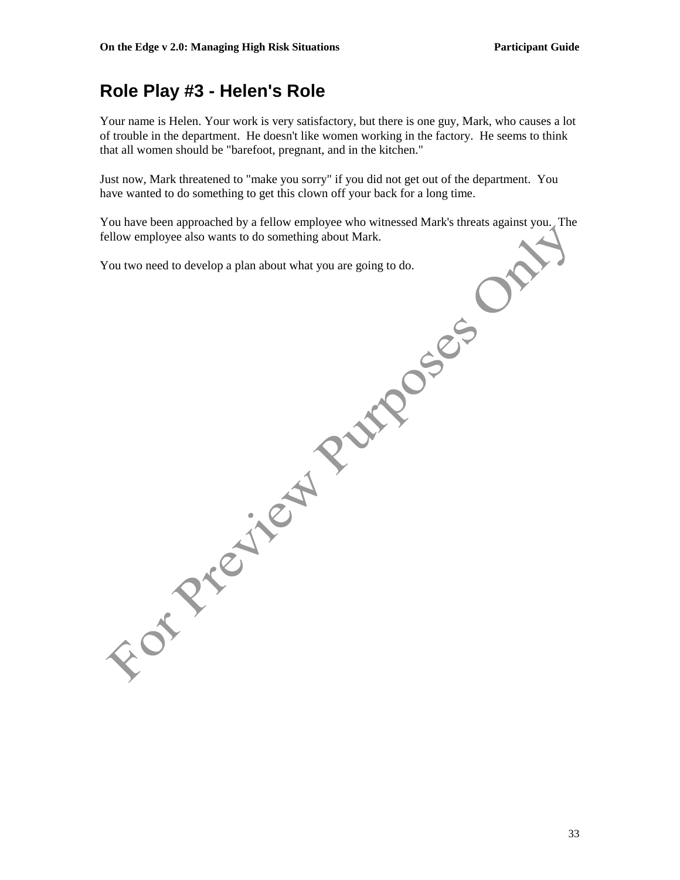## Role Play #3 - Helen's Role

Your name is Helen. Your work is very satisfactory, but there is one guy, Mark, who causes a lot of trouble in the department. He doesn't like women working in the factory. He seems to think that all women should be "barefoot, pregnant, and in the kitchen."

Just now, Mark threatened to "make you sorry" if you did not get out of the department. You have wanted to do something to get this clown off your back for a long time.

You have been approached by a fellow employee who witnessed Mark's threats against you. The fellow employee also wants to do something about Mark.

You two need to develop a plan about what you are going to do.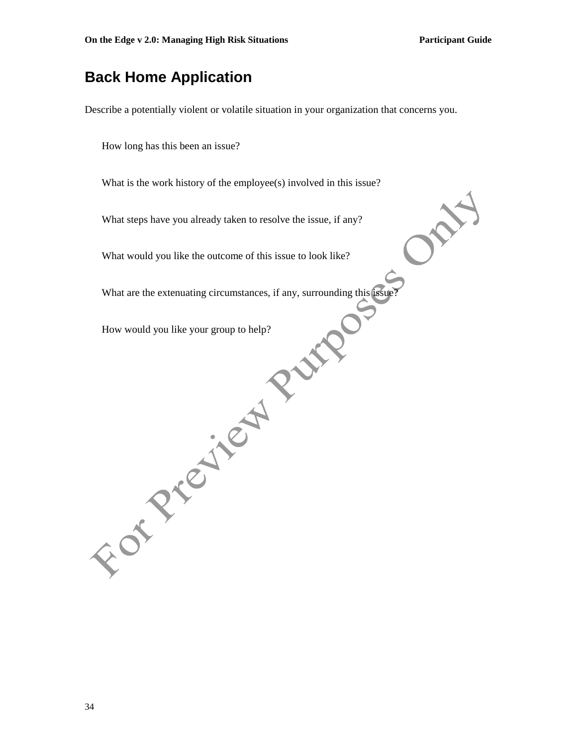## Back Home Application

Describe a potentially violent or volatile situation in your organization that concerns you.

How long has this been an issue?

What is the work history of the employee(s) involved in this issue?

What steps have you already taken to resolve the issue, if any?

What would you like the outcome of this issue to look like?

What are the extenuating circumstances, if any, surrounding this issue?

How would you like your group to help?